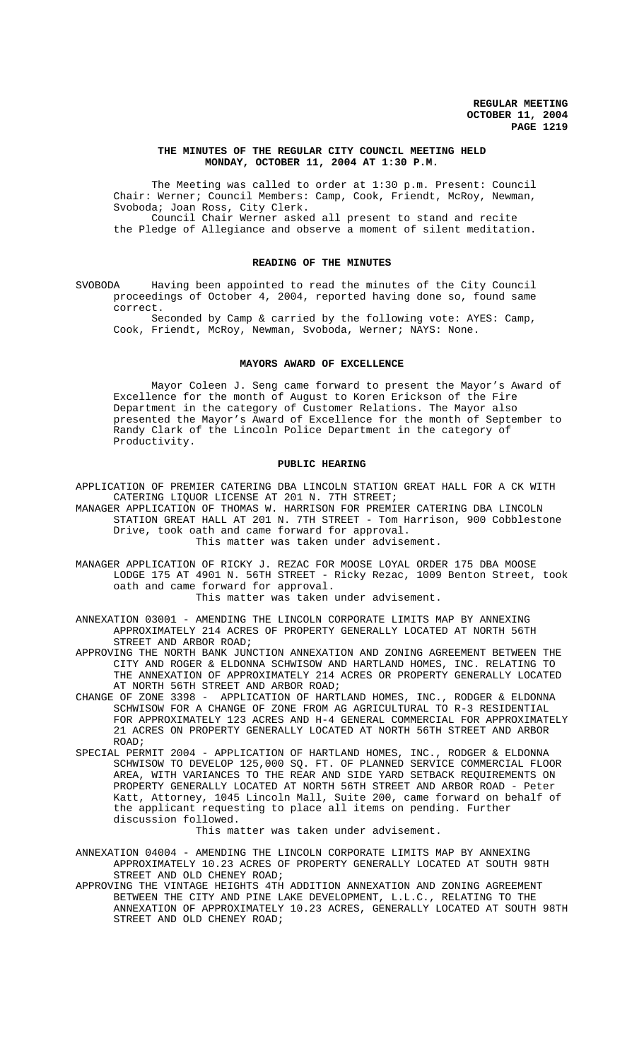**THE MINUTES OF THE REGULAR CITY COUNCIL MEETING HELD MONDAY, OCTOBER 11, 2004 AT 1:30 P.M.**

The Meeting was called to order at 1:30 p.m. Present: Council Chair: Werner; Council Members: Camp, Cook, Friendt, McRoy, Newman, Svoboda; Joan Ross, City Clerk.

Council Chair Werner asked all present to stand and recite the Pledge of Allegiance and observe a moment of silent meditation.

## READING OF THE MINUTES

SVOBODA Having been appointed to read the minutes of the City Council proceedings of October 4, 2004, reported having done so, found same correct.

Seconded by Camp & carried by the following vote: AYES: Camp, Cook, Friendt, McRoy, Newman, Svoboda, Werner; NAYS: None.

## MAYORS AWARD OF EXCELLENCE

Mayor Coleen J. Seng came forward to present the Mayor's Award of Excellence for the month of August to Koren Erickson of the Fire Department in the category of Customer Relations. The Mayor also presented the Mayor's Award of Excellence for the month of September to Randy Clark of the Lincoln Police Department in the category of Productivity.

## PUBLIC HEARING

APPLICATION OF PREMIER CATERING DBA LINCOLN STATION GREAT HALL FOR A CK WITH CATERING LIQUOR LICENSE AT 201 N. 7TH STREET;

MANAGER APPLICATION OF THOMAS W. HARRISON FOR PREMIER CATERING DBA LINCOLN STATION GREAT HALL AT 201 N. 7TH STREET - Tom Harrison, 900 Cobblestone Drive, took oath and came forward for approval.

This matter was taken under advisement.

MANAGER APPLICATION OF RICKY J. REZAC FOR MOOSE LOYAL ORDER 175 DBA MOOSE LODGE 175 AT 4901 N. 56TH STREET - Ricky Rezac, 1009 Benton Street, took oath and came forward for approval.

This matter was taken under advisement.

ANNEXATION 03001 - AMENDING THE LINCOLN CORPORATE LIMITS MAP BY ANNEXING APPROXIMATELY 214 ACRES OF PROPERTY GENERALLY LOCATED AT NORTH 56TH STREET AND ARBOR ROAD;

APPROVING THE NORTH BANK JUNCTION ANNEXATION AND ZONING AGREEMENT BETWEEN THE CITY AND ROGER & ELDONNA SCHWISOW AND HARTLAND HOMES, INC. RELATING TO THE ANNEXATION OF APPROXIMATELY 214 ACRES OR PROPERTY GENERALLY LOCATED AT NORTH 56TH STREET AND ARBOR ROAD;

CHANGE OF ZONE 3398 - APPLICATION OF HARTLAND HOMES, INC., RODGER & ELDONNA SCHWISOW FOR A CHANGE OF ZONE FROM AG AGRICULTURAL TO R-3 RESIDENTIAL FOR APPROXIMATELY 123 ACRES AND H-4 GENERAL COMMERCIAL FOR APPROXIMATELY 21 ACRES ON PROPERTY GENERALLY LOCATED AT NORTH 56TH STREET AND ARBOR ROAD;

SPECIAL PERMIT 2004 - APPLICATION OF HARTLAND HOMES, INC., RODGER & ELDONNA SCHWISOW TO DEVELOP 125,000 SQ. FT. OF PLANNED SERVICE COMMERCIAL FLOOR AREA, WITH VARIANCES TO THE REAR AND SIDE YARD SETBACK REQUIREMENTS ON PROPERTY GENERALLY LOCATED AT NORTH 56TH STREET AND ARBOR ROAD - Peter Katt, Attorney, 1045 Lincoln Mall, Suite 200, came forward on behalf of the applicant requesting to place all items on pending. Further discussion followed.

This matter was taken under advisement.

ANNEXATION 04004 - AMENDING THE LINCOLN CORPORATE LIMITS MAP BY ANNEXING APPROXIMATELY 10.23 ACRES OF PROPERTY GENERALLY LOCATED AT SOUTH 98TH STREET AND OLD CHENEY ROAD;

APPROVING THE VINTAGE HEIGHTS 4TH ADDITION ANNEXATION AND ZONING AGREEMENT BETWEEN THE CITY AND PINE LAKE DEVELOPMENT, L.L.C., RELATING TO THE ANNEXATION OF APPROXIMATELY 10.23 ACRES, GENERALLY LOCATED AT SOUTH 98TH STREET AND OLD CHENEY ROAD;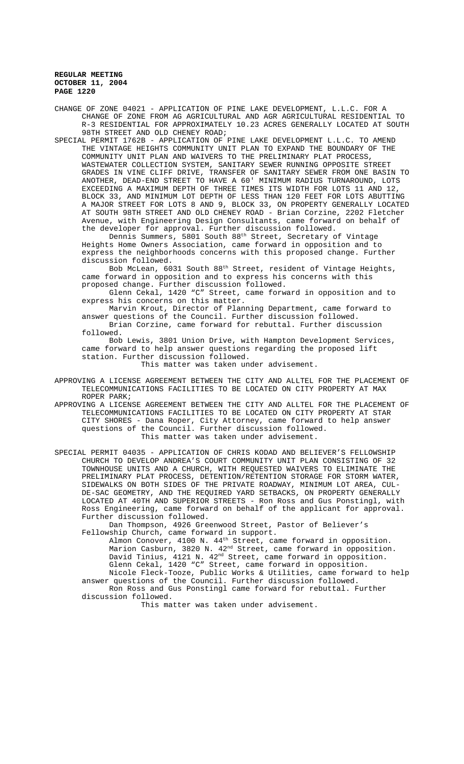CHANGE OF ZONE 04021 - APPLICATION OF PINE LAKE DEVELOPMENT, L.L.C. FOR A CHANGE OF ZONE FROM AG AGRICULTURAL AND AGR AGRICULTURAL RESIDENTIAL TO R-3 RESIDENTIAL FOR APPROXIMATELY 10.23 ACRES GENERALLY LOCATED AT SOUTH 98TH STREET AND OLD CHENEY ROAD;

SPECIAL PERMIT 1762B - APPLICATION OF PINE LAKE DEVELOPMENT L.L.C. TO AMEND THE VINTAGE HEIGHTS COMMUNITY UNIT PLAN TO EXPAND THE BOUNDARY OF THE COMMUNITY UNIT PLAN AND WAIVERS TO THE PRELIMINARY PLAT PROCESS, WASTEWATER COLLECTION SYSTEM, SANITARY SEWER RUNNING OPPOSITE STREET GRADES IN VINE CLIFF DRIVE, TRANSFER OF SANITARY SEWER FROM ONE BASIN TO ANOTHER, DEAD-END STREET TO HAVE A 60' MINIMUM RADIUS TURNAROUND, LOTS EXCEEDING A MAXIMUM DEPTH OF THREE TIMES ITS WIDTH FOR LOTS 11 AND 12, BLOCK 33, AND MINIMUM LOT DEPTH OF LESS THAN 120 FEET FOR LOTS ABUTTING A MAJOR STREET FOR LOTS 8 AND 9, BLOCK 33, ON PROPERTY GENERALLY LOCATED AT SOUTH 98TH STREET AND OLD CHENEY ROAD - Brian Corzine, 2202 Fletcher Avenue, with Engineering Design Consultants, came forward on behalf of the developer for approval. Further discussion followed.

Dennis Summers, 5801 South 88th Street, Secretary of Vintage Heights Home Owners Association, came forward in opposition and to express the neighborhoods concerns with this proposed change. Further discussion followed.

Bob McLean, 6031 South 88th Street, resident of Vintage Heights, came forward in opposition and to express his concerns with this proposed change. Further discussion followed.

Glenn Cekal, 1420 "C" Street, came forward in opposition and to express his concerns on this matter.

Marvin Krout, Director of Planning Department, came forward to answer questions of the Council. Further discussion followed.

Brian Corzine, came forward for rebuttal. Further discussion followed.

Bob Lewis, 3801 Union Drive, with Hampton Development Services, came forward to help answer questions regarding the proposed lift station. Further discussion followed.

This matter was taken under advisement.

APPROVING A LICENSE AGREEMENT BETWEEN THE CITY AND ALLTEL FOR THE PLACEMENT OF TELECOMMUNICATIONS FACILITIES TO BE LOCATED ON CITY PROPERTY AT MAX ROPER PARK;

APPROVING A LICENSE AGREEMENT BETWEEN THE CITY AND ALLTEL FOR THE PLACEMENT OF TELECOMMUNICATIONS FACILITIES TO BE LOCATED ON CITY PROPERTY AT STAR CITY SHORES - Dana Roper, City Attorney, came forward to help answer questions of the Council. Further discussion followed.

This matter was taken under advisement.

SPECIAL PERMIT 04035 - APPLICATION OF CHRIS KODAD AND BELIEVER'S FELLOWSHIP CHURCH TO DEVELOP ANDREA'S COURT COMMUNITY UNIT PLAN CONSISTING OF 32 TOWNHOUSE UNITS AND A CHURCH, WITH REQUESTED WAIVERS TO ELIMINATE THE PRELIMINARY PLAT PROCESS, DETENTION/RETENTION STORAGE FOR STORM WATER, SIDEWALKS ON BOTH SIDES OF THE PRIVATE ROADWAY, MINIMUM LOT AREA, CUL-DE-SAC GEOMETRY, AND THE REQUIRED YARD SETBACKS, ON PROPERTY GENERALLY LOCATED AT 40TH AND SUPERIOR STREETS - Ron Ross and Gus Ponstingl, with Ross Engineering, came forward on behalf of the applicant for approval. Further discussion followed.

Dan Thompson, 4926 Greenwood Street, Pastor of Believer's Fellowship Church, came forward in support.

Almon Conover, 4100 N. 44th Street, came forward in opposition.

Marion Casburn, 3820 N. 42nd Street, came forward in opposition.

David Tinius, 4121 N. 42nd Street, came forward in opposition.

Glenn Cekal, 1420 "C" Street, came forward in opposition.

Nicole Fleck-Tooze, Public Works & Utilities, came forward to help answer questions of the Council. Further discussion followed.

Ron Ross and Gus Ponstingl came forward for rebuttal. Further discussion followed.

This matter was taken under advisement.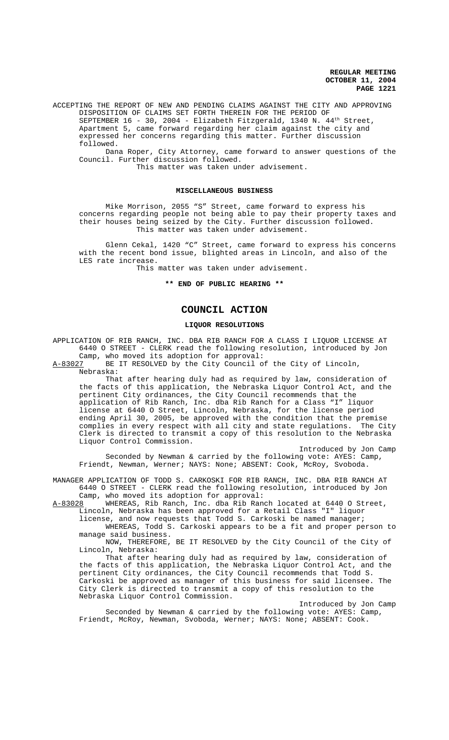ACCEPTING THE REPORT OF NEW AND PENDING CLAIMS AGAINST THE CITY AND APPROVING DISPOSITION OF CLAIMS SET FORTH THEREIN FOR THE PERIOD OF SEPTEMBER 16 - 30, 2004 - Elizabeth Fitzgerald, 1340 N. 44th Street, Apartment 5, came forward regarding her claim against the city and expressed her concerns regarding this matter. Further discussion followed.

Dana Roper, City Attorney, came forward to answer questions of the Council. Further discussion followed.

This matter was taken under advisement.

**MISCELLANEOUS BUSINESS**

Mike Morrison, 2055 "S" Street, came forward to express his concerns regarding people not being able to pay their property taxes and their houses being seized by the City. Further discussion followed.

This matter was taken under advisement.

Glenn Cekal, 1420 "C" Street, came forward to express his concerns with the recent bond issue, blighted areas in Lincoln, and also of the LES rate increase.

This matter was taken under advisement.

**\*\* END OF PUBLIC HEARING \*\***

# COUNCIL ACTION

**LIQUOR RESOLUTIONS**

APPLICATION OF RIB RANCH, INC. DBA RIB RANCH FOR A CLASS I LIQUOR LICENSE AT 6440 O STREET - CLERK read the following resolution, introduced by Jon Camp, who moved its adoption for approval:

A-83027 BE IT RESOLVED by the City Council of the City of Lincoln, Nebraska:

That after hearing duly had as required by law, consideration of the facts of this application, the Nebraska Liquor Control Act, and the pertinent City ordinances, the City Council recommends that the application of Rib Ranch, Inc. dba Rib Ranch for a Class "I" liquor license at 6440 O Street, Lincoln, Nebraska, for the license period ending April 30, 2005, be approved with the condition that the premise complies in every respect with all city and state regulations. The City Clerk is directed to transmit a copy of this resolution to the Nebraska Liquor Control Commission.

Introduced by Jon Camp

Seconded by Newman & carried by the following vote: AYES: Camp, Friendt, Newman, Werner; NAYS: None; ABSENT: Cook, McRoy, Svoboda.

MANAGER APPLICATION OF TODD S. CARKOSKI FOR RIB RANCH, INC. DBA RIB RANCH AT 6440 O STREET - CLERK read the following resolution, introduced by Jon Camp, who moved its adoption for approval:

A-83028 WHEREAS, Rib Ranch, Inc. dba Rib Ranch located at 6440 O Street, Lincoln, Nebraska has been approved for a Retail Class "I" liquor license, and now requests that Todd S. Carkoski be named manager;

WHEREAS, Todd S. Carkoski appears to be a fit and proper person to manage said business.

NOW, THEREFORE, BE IT RESOLVED by the City Council of the City of Lincoln, Nebraska:

That after hearing duly had as required by law, consideration of the facts of this application, the Nebraska Liquor Control Act, and the pertinent City ordinances, the City Council recommends that Todd S. Carkoski be approved as manager of this business for said licensee. The City Clerk is directed to transmit a copy of this resolution to the Nebraska Liquor Control Commission.

Introduced by Jon Camp

Seconded by Newman & carried by the following vote: AYES: Camp, Friendt, McRoy, Newman, Svoboda, Werner; NAYS: None; ABSENT: Cook.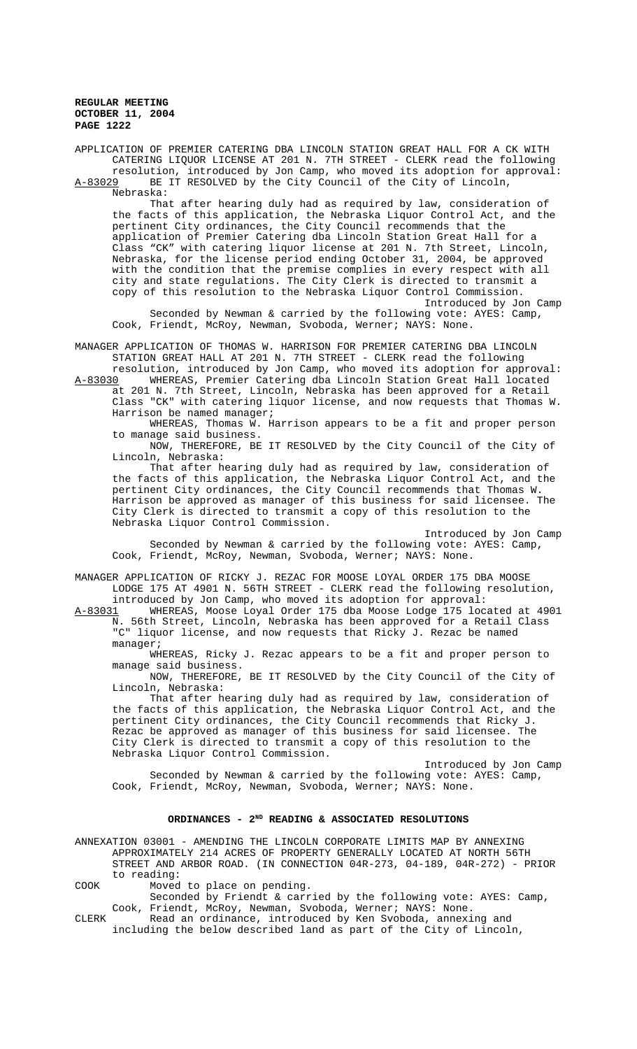APPLICATION OF PREMIER CATERING DBA LINCOLN STATION GREAT HALL FOR A CK WITH CATERING LIQUOR LICENSE AT 201 N. 7TH STREET - CLERK read the following resolution, introduced by Jon Camp, who moved its adoption for approval:

A-83029 BE IT RESOLVED by the City Council of the City of Lincoln, Nebraska:

That after hearing duly had as required by law, consideration of the facts of this application, the Nebraska Liquor Control Act, and the pertinent City ordinances, the City Council recommends that the application of Premier Catering dba Lincoln Station Great Hall for a Class "CK" with catering liquor license at 201 N. 7th Street, Lincoln, Nebraska, for the license period ending October 31, 2004, be approved with the condition that the premise complies in every respect with all city and state regulations. The City Clerk is directed to transmit a copy of this resolution to the Nebraska Liquor Control Commission.

Introduced by Jon Camp

Seconded by Newman & carried by the following vote: AYES: Camp, Cook, Friendt, McRoy, Newman, Svoboda, Werner; NAYS: None.

MANAGER APPLICATION OF THOMAS W. HARRISON FOR PREMIER CATERING DBA LINCOLN STATION GREAT HALL AT 201 N. 7TH STREET - CLERK read the following resolution, introduced by Jon Camp, who moved its adoption for approval:

A-83030 WHEREAS, Premier Catering dba Lincoln Station Great Hall located at 201 N. 7th Street, Lincoln, Nebraska has been approved for a Retail Class "CK" with catering liquor license, and now requests that Thomas W. Harrison be named manager;

WHEREAS, Thomas W. Harrison appears to be a fit and proper person to manage said business.

NOW, THEREFORE, BE IT RESOLVED by the City Council of the City of Lincoln, Nebraska:

That after hearing duly had as required by law, consideration of the facts of this application, the Nebraska Liquor Control Act, and the pertinent City ordinances, the City Council recommends that Thomas W. Harrison be approved as manager of this business for said licensee. The City Clerk is directed to transmit a copy of this resolution to the Nebraska Liquor Control Commission.

Introduced by Jon Camp

Seconded by Newman & carried by the following vote: AYES: Camp, Cook, Friendt, McRoy, Newman, Svoboda, Werner; NAYS: None.

MANAGER APPLICATION OF RICKY J. REZAC FOR MOOSE LOYAL ORDER 175 DBA MOOSE LODGE 175 AT 4901 N. 56TH STREET - CLERK read the following resolution, introduced by Jon Camp, who moved its adoption for approval:

A-83031 WHEREAS, Moose Loyal Order 175 dba Moose Lodge 175 located at 4901 N. 56th Street, Lincoln, Nebraska has been approved for a Retail Class "C" liquor license, and now requests that Ricky J. Rezac be named manager;

WHEREAS, Ricky J. Rezac appears to be a fit and proper person to manage said business.

NOW, THEREFORE, BE IT RESOLVED by the City Council of the City of Lincoln, Nebraska:

That after hearing duly had as required by law, consideration of the facts of this application, the Nebraska Liquor Control Act, and the pertinent City ordinances, the City Council recommends that Ricky J. Rezac be approved as manager of this business for said licensee. The City Clerk is directed to transmit a copy of this resolution to the Nebraska Liquor Control Commission.

Introduced by Jon Camp

Seconded by Newman & carried by the following vote: AYES: Camp, Cook, Friendt, McRoy, Newman, Svoboda, Werner; NAYS: None.

## ORDINANCES - 2ND READING & ASSOCIATED RESOLUTIONS

ANNEXATION 03001 - AMENDING THE LINCOLN CORPORATE LIMITS MAP BY ANNEXING APPROXIMATELY 214 ACRES OF PROPERTY GENERALLY LOCATED AT NORTH 56TH STREET AND ARBOR ROAD. (IN CONNECTION 04R-273, 04-189, 04R-272) - PRIOR to reading:

COOK Moved to place on pending.

Seconded by Friendt & carried by the following vote: AYES: Camp, Cook, Friendt, McRoy, Newman, Svoboda, Werner; NAYS: None.

CLERK Read an ordinance, introduced by Ken Svoboda, annexing and including the below described land as part of the City of Lincoln,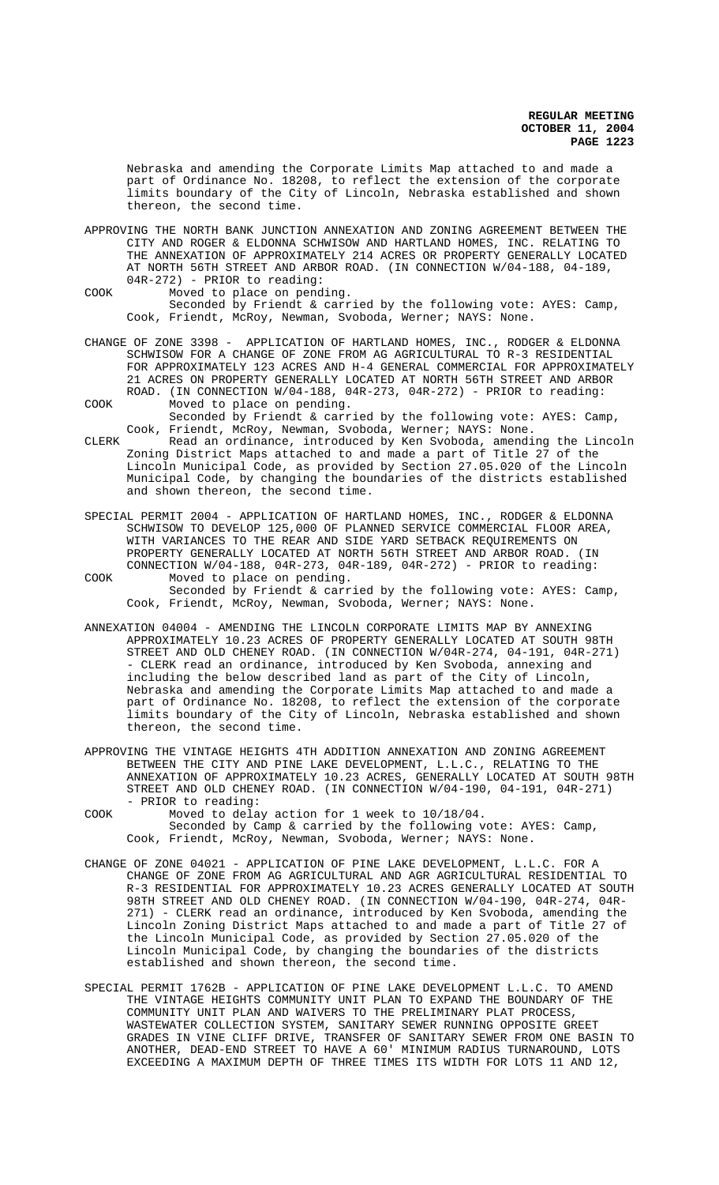Nebraska and amending the Corporate Limits Map attached to and made a part of Ordinance No. 18208, to reflect the extension of the corporate limits boundary of the City of Lincoln, Nebraska established and shown thereon, the second time.

APPROVING THE NORTH BANK JUNCTION ANNEXATION AND ZONING AGREEMENT BETWEEN THE CITY AND ROGER & ELDONNA SCHWISOW AND HARTLAND HOMES, INC. RELATING TO THE ANNEXATION OF APPROXIMATELY 214 ACRES OR PROPERTY GENERALLY LOCATED AT NORTH 56TH STREET AND ARBOR ROAD. (IN CONNECTION W/04-188, 04-189, 04R-272) - PRIOR to reading:

COOK Moved to place on pending.

Seconded by Friendt & carried by the following vote: AYES: Camp, Cook, Friendt, McRoy, Newman, Svoboda, Werner; NAYS: None.

CHANGE OF ZONE 3398 - APPLICATION OF HARTLAND HOMES, INC., RODGER & ELDONNA SCHWISOW FOR A CHANGE OF ZONE FROM AG AGRICULTURAL TO R-3 RESIDENTIAL FOR APPROXIMATELY 123 ACRES AND H-4 GENERAL COMMERCIAL FOR APPROXIMATELY 21 ACRES ON PROPERTY GENERALLY LOCATED AT NORTH 56TH STREET AND ARBOR ROAD. (IN CONNECTION W/04-188, 04R-273, 04R-272) - PRIOR to reading:

COOK Moved to place on pending.

Seconded by Friendt & carried by the following vote: AYES: Camp, Cook, Friendt, McRoy, Newman, Svoboda, Werner; NAYS: None.

CLERK Read an ordinance, introduced by Ken Svoboda, amending the Lincoln Zoning District Maps attached to and made a part of Title 27 of the Lincoln Municipal Code, as provided by Section 27.05.020 of the Lincoln Municipal Code, by changing the boundaries of the districts established and shown thereon, the second time.

SPECIAL PERMIT 2004 - APPLICATION OF HARTLAND HOMES, INC., RODGER & ELDONNA SCHWISOW TO DEVELOP 125,000 OF PLANNED SERVICE COMMERCIAL FLOOR AREA, WITH VARIANCES TO THE REAR AND SIDE YARD SETBACK REQUIREMENTS ON PROPERTY GENERALLY LOCATED AT NORTH 56TH STREET AND ARBOR ROAD. (IN CONNECTION W/04-188, 04R-273, 04R-189, 04R-272) - PRIOR to reading:

COOK Moved to place on pending.

Seconded by Friendt & carried by the following vote: AYES: Camp, Cook, Friendt, McRoy, Newman, Svoboda, Werner; NAYS: None.

ANNEXATION 04004 - AMENDING THE LINCOLN CORPORATE LIMITS MAP BY ANNEXING APPROXIMATELY 10.23 ACRES OF PROPERTY GENERALLY LOCATED AT SOUTH 98TH STREET AND OLD CHENEY ROAD. (IN CONNECTION W/04R-274, 04-191, 04R-271) - CLERK read an ordinance, introduced by Ken Svoboda, annexing and including the below described land as part of the City of Lincoln, Nebraska and amending the Corporate Limits Map attached to and made a part of Ordinance No. 18208, to reflect the extension of the corporate limits boundary of the City of Lincoln, Nebraska established and shown thereon, the second time.

APPROVING THE VINTAGE HEIGHTS 4TH ADDITION ANNEXATION AND ZONING AGREEMENT BETWEEN THE CITY AND PINE LAKE DEVELOPMENT, L.L.C., RELATING TO THE ANNEXATION OF APPROXIMATELY 10.23 ACRES, GENERALLY LOCATED AT SOUTH 98TH STREET AND OLD CHENEY ROAD. (IN CONNECTION W/04-190, 04-191, 04R-271) - PRIOR to reading:

COOK Moved to delay action for 1 week to 10/18/04.

Seconded by Camp & carried by the following vote: AYES: Camp, Cook, Friendt, McRoy, Newman, Svoboda, Werner; NAYS: None.

CHANGE OF ZONE 04021 - APPLICATION OF PINE LAKE DEVELOPMENT, L.L.C. FOR A CHANGE OF ZONE FROM AG AGRICULTURAL AND AGR AGRICULTURAL RESIDENTIAL TO R-3 RESIDENTIAL FOR APPROXIMATELY 10.23 ACRES GENERALLY LOCATED AT SOUTH 98TH STREET AND OLD CHENEY ROAD. (IN CONNECTION W/04-190, 04R-274, 04R-271) - CLERK read an ordinance, introduced by Ken Svoboda, amending the Lincoln Zoning District Maps attached to and made a part of Title 27 of the Lincoln Municipal Code, as provided by Section 27.05.020 of the Lincoln Municipal Code, by changing the boundaries of the districts established and shown thereon, the second time.

SPECIAL PERMIT 1762B - APPLICATION OF PINE LAKE DEVELOPMENT L.L.C. TO AMEND THE VINTAGE HEIGHTS COMMUNITY UNIT PLAN TO EXPAND THE BOUNDARY OF THE COMMUNITY UNIT PLAN AND WAIVERS TO THE PRELIMINARY PLAT PROCESS, WASTEWATER COLLECTION SYSTEM, SANITARY SEWER RUNNING OPPOSITE GREET GRADES IN VINE CLIFF DRIVE, TRANSFER OF SANITARY SEWER FROM ONE BASIN TO ANOTHER, DEAD-END STREET TO HAVE A 60' MINIMUM RADIUS TURNAROUND, LOTS EXCEEDING A MAXIMUM DEPTH OF THREE TIMES ITS WIDTH FOR LOTS 11 AND 12,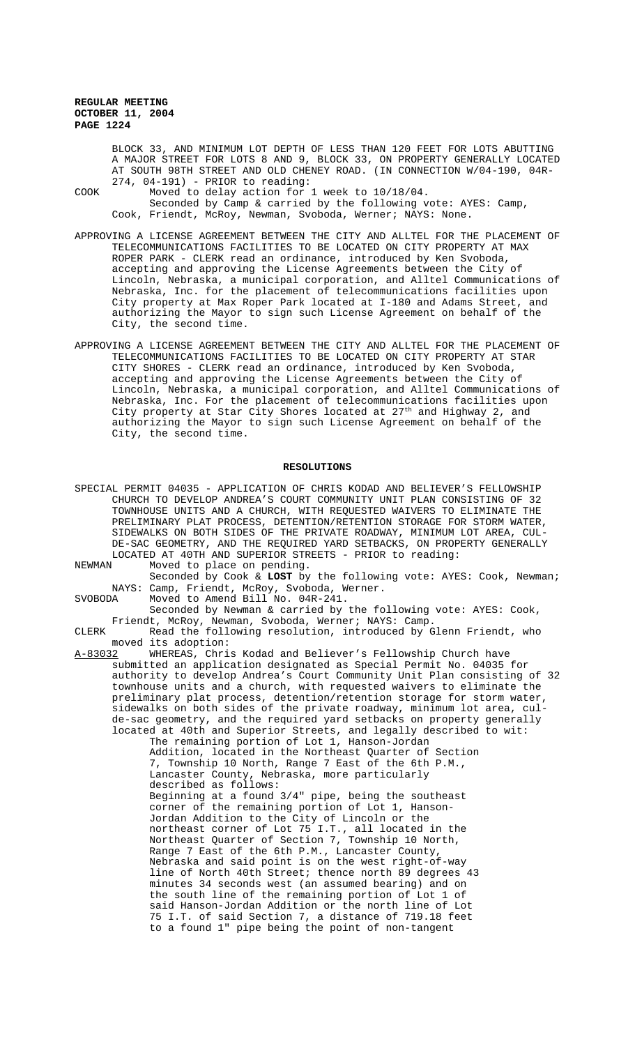BLOCK 33, AND MINIMUM LOT DEPTH OF LESS THAN 120 FEET FOR LOTS ABUTTING A MAJOR STREET FOR LOTS 8 AND 9, BLOCK 33, ON PROPERTY GENERALLY LOCATED AT SOUTH 98TH STREET AND OLD CHENEY ROAD. (IN CONNECTION W/04-190, 04R-274, 04-191) - PRIOR to reading:

COOK Moved to delay action for 1 week to 10/18/04.

Seconded by Camp & carried by the following vote: AYES: Camp, Cook, Friendt, McRoy, Newman, Svoboda, Werner; NAYS: None.

APPROVING A LICENSE AGREEMENT BETWEEN THE CITY AND ALLTEL FOR THE PLACEMENT OF TELECOMMUNICATIONS FACILITIES TO BE LOCATED ON CITY PROPERTY AT MAX ROPER PARK - CLERK read an ordinance, introduced by Ken Svoboda, accepting and approving the License Agreements between the City of Lincoln, Nebraska, a municipal corporation, and Alltel Communications of Nebraska, Inc. for the placement of telecommunications facilities upon City property at Max Roper Park located at I-180 and Adams Street, and authorizing the Mayor to sign such License Agreement on behalf of the City, the second time.

APPROVING A LICENSE AGREEMENT BETWEEN THE CITY AND ALLTEL FOR THE PLACEMENT OF TELECOMMUNICATIONS FACILITIES TO BE LOCATED ON CITY PROPERTY AT STAR CITY SHORES - CLERK read an ordinance, introduced by Ken Svoboda, accepting and approving the License Agreements between the City of Lincoln, Nebraska, a municipal corporation, and Alltel Communications of Nebraska, Inc. For the placement of telecommunications facilities upon City property at Star City Shores located at 27th and Highway 2, and authorizing the Mayor to sign such License Agreement on behalf of the City, the second time.

## RESOLUTIONS

SPECIAL PERMIT 04035 - APPLICATION OF CHRIS KODAD AND BELIEVER'S FELLOWSHIP CHURCH TO DEVELOP ANDREA'S COURT COMMUNITY UNIT PLAN CONSISTING OF 32 TOWNHOUSE UNITS AND A CHURCH, WITH REQUESTED WAIVERS TO ELIMINATE THE PRELIMINARY PLAT PROCESS, DETENTION/RETENTION STORAGE FOR STORM WATER, SIDEWALKS ON BOTH SIDES OF THE PRIVATE ROADWAY, MINIMUM LOT AREA, CUL-DE-SAC GEOMETRY, AND THE REQUIRED YARD SETBACKS, ON PROPERTY GENERALLY LOCATED AT 40TH AND SUPERIOR STREETS - PRIOR to reading:

NEWMAN Moved to place on pending.

Seconded by Cook & **LOST** by the following vote: AYES: Cook, Newman; NAYS: Camp, Friendt, McRoy, Svoboda, Werner.

SVOBODA Moved to Amend Bill No. 04R-241.

Seconded by Newman & carried by the following vote: AYES: Cook, Friendt, McRoy, Newman, Svoboda, Werner; NAYS: Camp.

CLERK Read the following resolution, introduced by Glenn Friendt, who moved its adoption:

A-83032 WHEREAS, Chris Kodad and Believer's Fellowship Church have submitted an application designated as Special Permit No. 04035 for authority to develop Andrea's Court Community Unit Plan consisting of 32 townhouse units and a church, with requested waivers to eliminate the preliminary plat process, detention/retention storage for storm water, sidewalks on both sides of the private roadway, minimum lot area, cul-de-sac geometry, and the required yard setbacks on property generally located at 40th and Superior Streets, and legally described to wit:

The remaining portion of Lot 1, Hanson-Jordan Addition, located in the Northeast Quarter of Section 7, Township 10 North, Range 7 East of the 6th P.M., Lancaster County, Nebraska, more particularly described as follows:

Beginning at a found 3/4" pipe, being the southeast corner of the remaining portion of Lot 1, Hanson-Jordan Addition to the City of Lincoln or the northeast corner of Lot 75 I.T., all located in the Northeast Quarter of Section 7, Township 10 North, Range 7 East of the 6th P.M., Lancaster County, Nebraska and said point is on the west right-of-way line of North 40th Street; thence north 89 degrees 43 minutes 34 seconds west (an assumed bearing) and on the south line of the remaining portion of Lot 1 of said Hanson-Jordan Addition or the north line of Lot 75 I.T. of said Section 7, a distance of 719.18 feet to a found 1" pipe being the point of non-tangent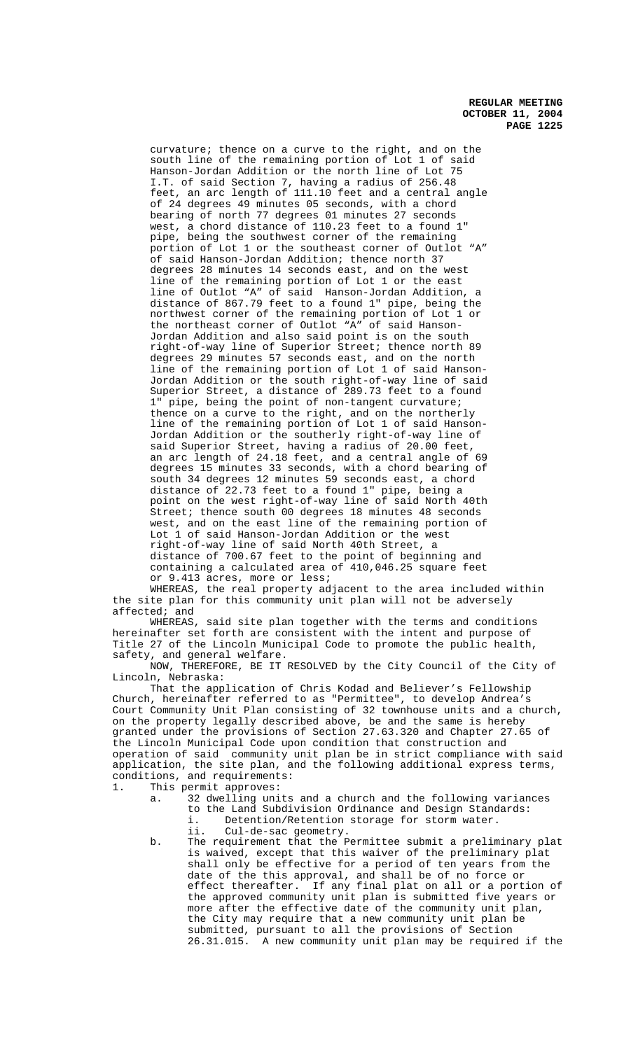curvature; thence on a curve to the right, and on the south line of the remaining portion of Lot 1 of said Hanson-Jordan Addition or the north line of Lot 75 I.T. of said Section 7, having a radius of 256.48 feet, an arc length of 111.10 feet and a central angle of 24 degrees 49 minutes 05 seconds, with a chord bearing of north 77 degrees 01 minutes 27 seconds west, a chord distance of 110.23 feet to a found 1" pipe, being the southwest corner of the remaining portion of Lot 1 or the southeast corner of Outlot "A" of said Hanson-Jordan Addition; thence north 37 degrees 28 minutes 14 seconds east, and on the west line of the remaining portion of Lot 1 or the east line of Outlot "A" of said Hanson-Jordan Addition, a distance of 867.79 feet to a found 1" pipe, being the northwest corner of the remaining portion of Lot 1 or the northeast corner of Outlot "A" of said Hanson-Jordan Addition and also said point is on the south right-of-way line of Superior Street; thence north 89 degrees 29 minutes 57 seconds east, and on the north line of the remaining portion of Lot 1 of said Hanson-Jordan Addition or the south right-of-way line of said Superior Street, a distance of 289.73 feet to a found 1" pipe, being the point of non-tangent curvature; thence on a curve to the right, and on the northerly line of the remaining portion of Lot 1 of said Hanson-Jordan Addition or the southerly right-of-way line of said Superior Street, having a radius of 20.00 feet, an arc length of 24.18 feet, and a central angle of 69 degrees 15 minutes 33 seconds, with a chord bearing of south 34 degrees 12 minutes 59 seconds east, a chord distance of 22.73 feet to a found 1" pipe, being a point on the west right-of-way line of said North 40th Street; thence south 00 degrees 18 minutes 48 seconds west, and on the east line of the remaining portion of Lot 1 of said Hanson-Jordan Addition or the west right-of-way line of said North 40th Street, a distance of 700.67 feet to the point of beginning and containing a calculated area of 410,046.25 square feet or 9.413 acres, more or less;

WHEREAS, the real property adjacent to the area included within the site plan for this community unit plan will not be adversely affected; and

WHEREAS, said site plan together with the terms and conditions hereinafter set forth are consistent with the intent and purpose of Title 27 of the Lincoln Municipal Code to promote the public health, safety, and general welfare.

NOW, THEREFORE, BE IT RESOLVED by the City Council of the City of Lincoln, Nebraska:

That the application of Chris Kodad and Believer's Fellowship Church, hereinafter referred to as "Permittee", to develop Andrea's Court Community Unit Plan consisting of 32 townhouse units and a church, on the property legally described above, be and the same is hereby granted under the provisions of Section 27.63.320 and Chapter 27.65 of the Lincoln Municipal Code upon condition that construction and operation of said community unit plan be in strict compliance with said application, the site plan, and the following additional express terms, conditions, and requirements:

1. This permit approves:
   a. 32 dwelling units and a church and the following variances to the Land Subdivision Ordinance and Design Standards:
      i. Detention/Retention storage for storm water.
      ii. Cul-de-sac geometry.
   b. The requirement that the Permittee submit a preliminary plat is waived, except that this waiver of the preliminary plat shall only be effective for a period of ten years from the date of the this approval, and shall be of no force or effect thereafter. If any final plat on all or a portion of the approved community unit plan is submitted five years or more after the effective date of the community unit plan, the City may require that a new community unit plan be submitted, pursuant to all the provisions of Section 26.31.015. A new community unit plan may be required if the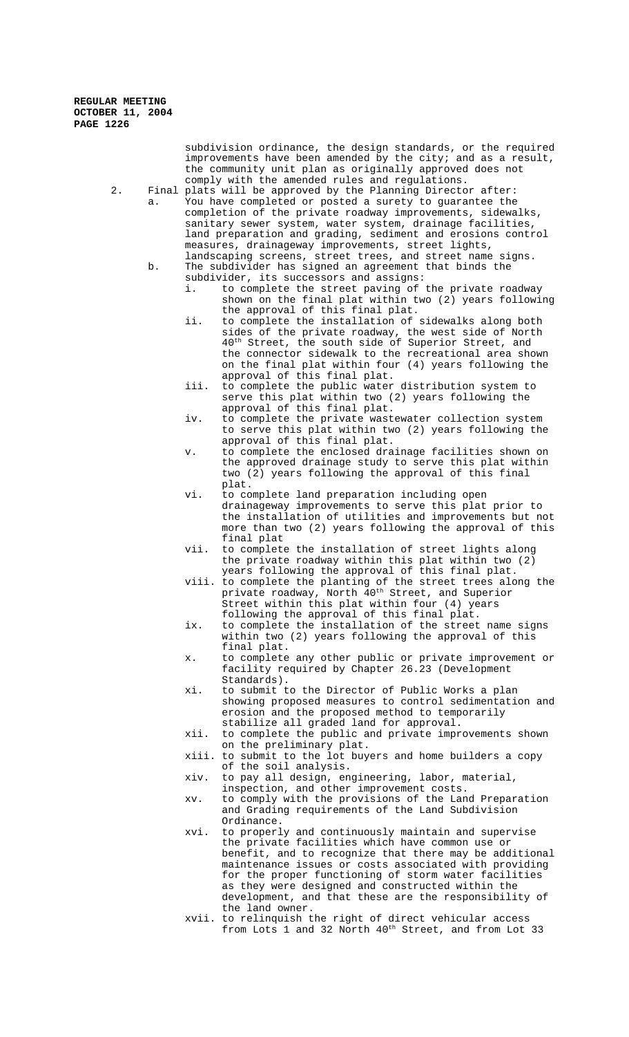subdivision ordinance, the design standards, or the required improvements have been amended by the city; and as a result, the community unit plan as originally approved does not comply with the amended rules and regulations.

2. Final plats will be approved by the Planning Director after:
   a. You have completed or posted a surety to guarantee the completion of the private roadway improvements, sidewalks, sanitary sewer system, water system, drainage facilities, land preparation and grading, sediment and erosions control measures, drainageway improvements, street lights, landscaping screens, street trees, and street name signs.
   b. The subdivider has signed an agreement that binds the subdivider, its successors and assigns:
      i. to complete the street paving of the private roadway shown on the final plat within two (2) years following the approval of this final plat.
      ii. to complete the installation of sidewalks along both sides of the private roadway, the west side of North 40th Street, the south side of Superior Street, and the connector sidewalk to the recreational area shown on the final plat within four (4) years following the approval of this final plat.
      iii. to complete the public water distribution system to serve this plat within two (2) years following the approval of this final plat.
      iv. to complete the private wastewater collection system to serve this plat within two (2) years following the approval of this final plat.
      v. to complete the enclosed drainage facilities shown on the approved drainage study to serve this plat within two (2) years following the approval of this final plat.
      vi. to complete land preparation including open drainageway improvements to serve this plat prior to the installation of utilities and improvements but not more than two (2) years following the approval of this final plat
      vii. to complete the installation of street lights along the private roadway within this plat within two (2) years following the approval of this final plat.
      viii. to complete the planting of the street trees along the private roadway, North 40th Street, and Superior Street within this plat within four (4) years following the approval of this final plat.
      ix. to complete the installation of the street name signs within two (2) years following the approval of this final plat.
      x. to complete any other public or private improvement or facility required by Chapter 26.23 (Development Standards).
      xi. to submit to the Director of Public Works a plan showing proposed measures to control sedimentation and erosion and the proposed method to temporarily stabilize all graded land for approval.
      xii. to complete the public and private improvements shown on the preliminary plat.
      xiii. to submit to the lot buyers and home builders a copy of the soil analysis.
      xiv. to pay all design, engineering, labor, material, inspection, and other improvement costs.
      xv. to comply with the provisions of the Land Preparation and Grading requirements of the Land Subdivision Ordinance.
      xvi. to properly and continuously maintain and supervise the private facilities which have common use or benefit, and to recognize that there may be additional maintenance issues or costs associated with providing for the proper functioning of storm water facilities as they were designed and constructed within the development, and that these are the responsibility of the land owner.
      xvii. to relinquish the right of direct vehicular access from Lots 1 and 32 North 40th Street, and from Lot 33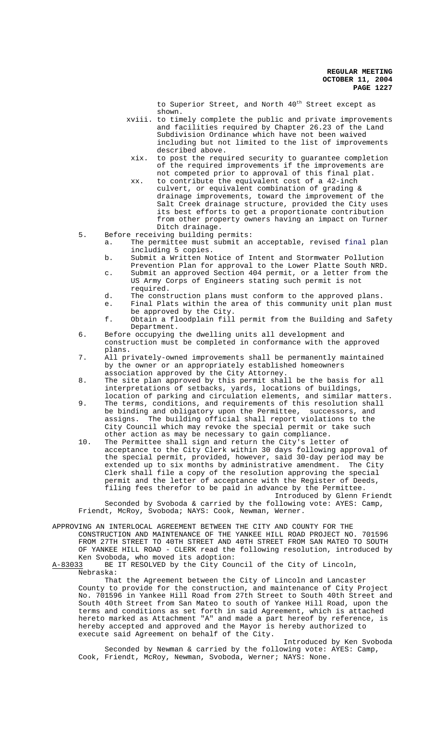to Superior Street, and North 40th Street except as shown.

xviii. to timely complete the public and private improvements and facilities required by Chapter 26.23 of the Land Subdivision Ordinance which have not been waived including but not limited to the list of improvements described above.

xix. to post the required security to guarantee completion of the required improvements if the improvements are not competed prior to approval of this final plat.

xx. to contribute the equivalent cost of a 42-inch culvert, or equivalent combination of grading & drainage improvements, toward the improvement of the Salt Creek drainage structure, provided the City uses its best efforts to get a proportionate contribution from other property owners having an impact on Turner Ditch drainage.

5. Before receiving building permits:
   a. The permittee must submit an acceptable, revised final plan including 5 copies.
   b. Submit a Written Notice of Intent and Stormwater Pollution Prevention Plan for approval to the Lower Platte South NRD.
   c. Submit an approved Section 404 permit, or a letter from the US Army Corps of Engineers stating such permit is not required.
   d. The construction plans must conform to the approved plans.
   e. Final Plats within the area of this community unit plan must be approved by the City.
   f. Obtain a floodplain fill permit from the Building and Safety Department.
6. Before occupying the dwelling units all development and construction must be completed in conformance with the approved plans.
7. All privately-owned improvements shall be permanently maintained by the owner or an appropriately established homeowners association approved by the City Attorney.
8. The site plan approved by this permit shall be the basis for all interpretations of setbacks, yards, locations of buildings, location of parking and circulation elements, and similar matters.
9. The terms, conditions, and requirements of this resolution shall be binding and obligatory upon the Permittee, successors, and assigns. The building official shall report violations to the City Council which may revoke the special permit or take such other action as may be necessary to gain compliance.
10. The Permittee shall sign and return the City's letter of acceptance to the City Clerk within 30 days following approval of the special permit, provided, however, said 30-day period may be extended up to six months by administrative amendment. The City Clerk shall file a copy of the resolution approving the special permit and the letter of acceptance with the Register of Deeds, filing fees therefor to be paid in advance by the Permittee.

Introduced by Glenn Friendt

Seconded by Svoboda & carried by the following vote: AYES: Camp, Friendt, McRoy, Svoboda; NAYS: Cook, Newman, Werner.

APPROVING AN INTERLOCAL AGREEMENT BETWEEN THE CITY AND COUNTY FOR THE CONSTRUCTION AND MAINTENANCE OF THE YANKEE HILL ROAD PROJECT NO. 701596 FROM 27TH STREET TO 40TH STREET AND 40TH STREET FROM SAN MATEO TO SOUTH OF YANKEE HILL ROAD - CLERK read the following resolution, introduced by Ken Svoboda, who moved its adoption:

A-83033 BE IT RESOLVED by the City Council of the City of Lincoln, Nebraska:

That the Agreement between the City of Lincoln and Lancaster County to provide for the construction, and maintenance of City Project No. 701596 in Yankee Hill Road from 27th Street to South 40th Street and South 40th Street from San Mateo to south of Yankee Hill Road, upon the terms and conditions as set forth in said Agreement, which is attached hereto marked as Attachment "A" and made a part hereof by reference, is hereby accepted and approved and the Mayor is hereby authorized to execute said Agreement on behalf of the City.

Introduced by Ken Svoboda

Seconded by Newman & carried by the following vote: AYES: Camp, Cook, Friendt, McRoy, Newman, Svoboda, Werner; NAYS: None.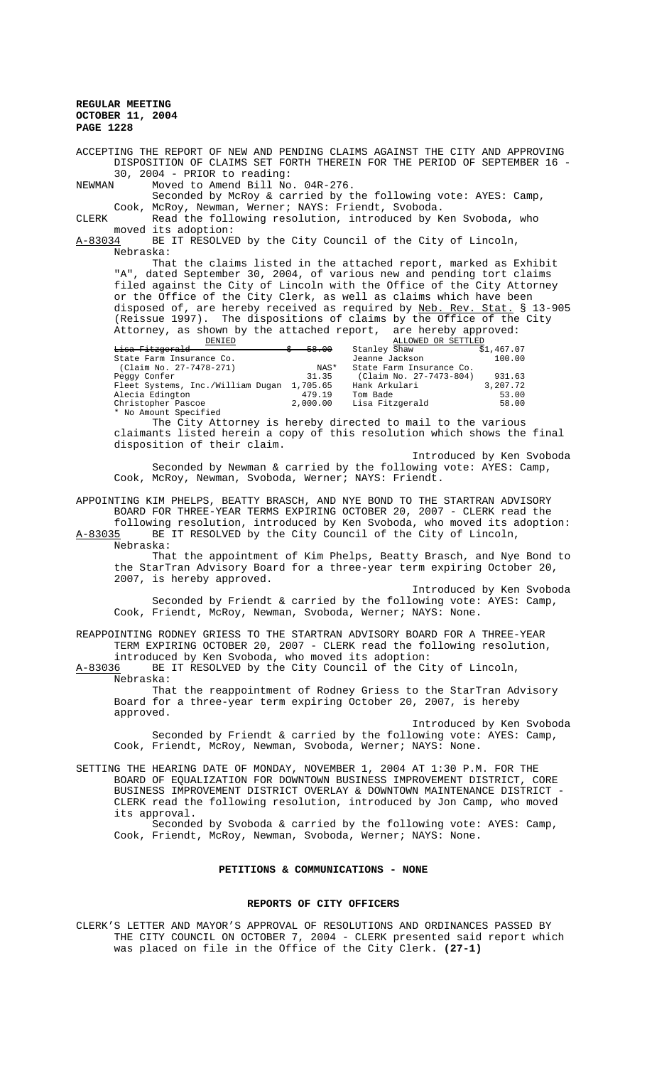ACCEPTING THE REPORT OF NEW AND PENDING CLAIMS AGAINST THE CITY AND APPROVING DISPOSITION OF CLAIMS SET FORTH THEREIN FOR THE PERIOD OF SEPTEMBER 16 - 30, 2004 - PRIOR to reading:

NEWMAN Moved to Amend Bill No. 04R-276.

Seconded by McRoy & carried by the following vote: AYES: Camp, Cook, McRoy, Newman, Werner; NAYS: Friendt, Svoboda.

CLERK Read the following resolution, introduced by Ken Svoboda, who moved its adoption:

A-83034 BE IT RESOLVED by the City Council of the City of Lincoln, Nebraska:

That the claims listed in the attached report, marked as Exhibit "A", dated September 30, 2004, of various new and pending tort claims filed against the City of Lincoln with the Office of the City Attorney or the Office of the City Clerk, as well as claims which have been disposed of, are hereby received as required by Neb. Rev. Stat. § 13-905 (Reissue 1997). The dispositions of claims by the Office of the City Attorney, as shown by the attached report, are hereby approved:

| DENIED | | ALLOWED OR SETTLED | |
|---|---|---|---|
| ~~Lisa Fitzgerald~~ | ~~$ 58.00~~ | Stanley Shaw | $1,467.07 |
| State Farm Insurance Co. | | Jeanne Jackson | 100.00 |
| (Claim No. 27-7478-271) | NAS* | State Farm Insurance Co. | |
| Peggy Confer | 31.35 | (Claim No. 27-7473-804) | 931.63 |
| Fleet Systems, Inc./William Dugan | 1,705.65 | Hank Arkulari | 3,207.72 |
| Alecia Edington | 479.19 | Tom Bade | 53.00 |
| Christopher Pascoe | 2,000.00 | Lisa Fitzgerald | 58.00 |

\* No Amount Specified

The City Attorney is hereby directed to mail to the various claimants listed herein a copy of this resolution which shows the final disposition of their claim.

Introduced by Ken Svoboda

Seconded by Newman & carried by the following vote: AYES: Camp, Cook, McRoy, Newman, Svoboda, Werner; NAYS: Friendt.

APPOINTING KIM PHELPS, BEATTY BRASCH, AND NYE BOND TO THE STARTRAN ADVISORY BOARD FOR THREE-YEAR TERMS EXPIRING OCTOBER 20, 2007 - CLERK read the following resolution, introduced by Ken Svoboda, who moved its adoption:

A-83035 BE IT RESOLVED by the City Council of the City of Lincoln, Nebraska:

That the appointment of Kim Phelps, Beatty Brasch, and Nye Bond to the StarTran Advisory Board for a three-year term expiring October 20, 2007, is hereby approved.

Introduced by Ken Svoboda

Seconded by Friendt & carried by the following vote: AYES: Camp, Cook, Friendt, McRoy, Newman, Svoboda, Werner; NAYS: None.

REAPPOINTING RODNEY GRIESS TO THE STARTRAN ADVISORY BOARD FOR A THREE-YEAR TERM EXPIRING OCTOBER 20, 2007 - CLERK read the following resolution, introduced by Ken Svoboda, who moved its adoption:

A-83036 BE IT RESOLVED by the City Council of the City of Lincoln, Nebraska:

That the reappointment of Rodney Griess to the StarTran Advisory Board for a three-year term expiring October 20, 2007, is hereby approved.

Introduced by Ken Svoboda

Seconded by Friendt & carried by the following vote: AYES: Camp, Cook, Friendt, McRoy, Newman, Svoboda, Werner; NAYS: None.

SETTING THE HEARING DATE OF MONDAY, NOVEMBER 1, 2004 AT 1:30 P.M. FOR THE BOARD OF EQUALIZATION FOR DOWNTOWN BUSINESS IMPROVEMENT DISTRICT, CORE BUSINESS IMPROVEMENT DISTRICT OVERLAY & DOWNTOWN MAINTENANCE DISTRICT - CLERK read the following resolution, introduced by Jon Camp, who moved its approval.

Seconded by Svoboda & carried by the following vote: AYES: Camp, Cook, Friendt, McRoy, Newman, Svoboda, Werner; NAYS: None.

## PETITIONS & COMMUNICATIONS - NONE

## REPORTS OF CITY OFFICERS

CLERK'S LETTER AND MAYOR'S APPROVAL OF RESOLUTIONS AND ORDINANCES PASSED BY THE CITY COUNCIL ON OCTOBER 7, 2004 - CLERK presented said report which was placed on file in the Office of the City Clerk. **(27-1)**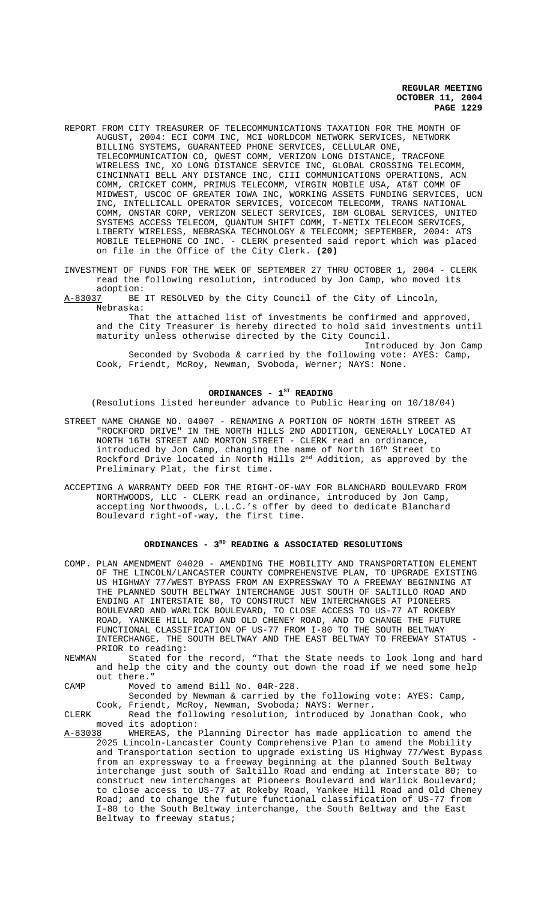REPORT FROM CITY TREASURER OF TELECOMMUNICATIONS TAXATION FOR THE MONTH OF AUGUST, 2004: ECI COMM INC, MCI WORLDCOM NETWORK SERVICES, NETWORK BILLING SYSTEMS, GUARANTEED PHONE SERVICES, CELLULAR ONE, TELECOMMUNICATION CO, QWEST COMM, VERIZON LONG DISTANCE, TRACFONE WIRELESS INC, XO LONG DISTANCE SERVICE INC, GLOBAL CROSSING TELECOMM, CINCINNATI BELL ANY DISTANCE INC, CIII COMMUNICATIONS OPERATIONS, ACN COMM, CRICKET COMM, PRIMUS TELECOMM, VIRGIN MOBILE USA, AT&T COMM OF MIDWEST, USCOC OF GREATER IOWA INC, WORKING ASSETS FUNDING SERVICES, UCN INC, INTELLICALL OPERATOR SERVICES, VOICECOM TELECOMM, TRANS NATIONAL COMM, ONSTAR CORP, VERIZON SELECT SERVICES, IBM GLOBAL SERVICES, UNITED SYSTEMS ACCESS TELECOM, QUANTUM SHIFT COMM, T-NETIX TELECOM SERVICES, LIBERTY WIRELESS, NEBRASKA TECHNOLOGY & TELECOMM; SEPTEMBER, 2004: ATS MOBILE TELEPHONE CO INC. - CLERK presented said report which was placed on file in the Office of the City Clerk. **(20)**

INVESTMENT OF FUNDS FOR THE WEEK OF SEPTEMBER 27 THRU OCTOBER 1, 2004 - CLERK read the following resolution, introduced by Jon Camp, who moved its adoption:

A-83037 BE IT RESOLVED by the City Council of the City of Lincoln, Nebraska:

That the attached list of investments be confirmed and approved, and the City Treasurer is hereby directed to hold said investments until maturity unless otherwise directed by the City Council.

Introduced by Jon Camp

Seconded by Svoboda & carried by the following vote: AYES: Camp, Cook, Friendt, McRoy, Newman, Svoboda, Werner; NAYS: None.

## ORDINANCES - 1ST READING

(Resolutions listed hereunder advance to Public Hearing on 10/18/04)

STREET NAME CHANGE NO. 04007 - RENAMING A PORTION OF NORTH 16TH STREET AS "ROCKFORD DRIVE" IN THE NORTH HILLS 2ND ADDITION, GENERALLY LOCATED AT NORTH 16TH STREET AND MORTON STREET - CLERK read an ordinance, introduced by Jon Camp, changing the name of North 16th Street to Rockford Drive located in North Hills 2nd Addition, as approved by the Preliminary Plat, the first time.

ACCEPTING A WARRANTY DEED FOR THE RIGHT-OF-WAY FOR BLANCHARD BOULEVARD FROM NORTHWOODS, LLC - CLERK read an ordinance, introduced by Jon Camp, accepting Northwoods, L.L.C.'s offer by deed to dedicate Blanchard Boulevard right-of-way, the first time.

## ORDINANCES - 3RD READING & ASSOCIATED RESOLUTIONS

COMP. PLAN AMENDMENT 04020 - AMENDING THE MOBILITY AND TRANSPORTATION ELEMENT OF THE LINCOLN/LANCASTER COUNTY COMPREHENSIVE PLAN, TO UPGRADE EXISTING US HIGHWAY 77/WEST BYPASS FROM AN EXPRESSWAY TO A FREEWAY BEGINNING AT THE PLANNED SOUTH BELTWAY INTERCHANGE JUST SOUTH OF SALTILLO ROAD AND ENDING AT INTERSTATE 80, TO CONSTRUCT NEW INTERCHANGES AT PIONEERS BOULEVARD AND WARLICK BOULEVARD, TO CLOSE ACCESS TO US-77 AT ROKEBY ROAD, YANKEE HILL ROAD AND OLD CHENEY ROAD, AND TO CHANGE THE FUTURE FUNCTIONAL CLASSIFICATION OF US-77 FROM I-80 TO THE SOUTH BELTWAY INTERCHANGE, THE SOUTH BELTWAY AND THE EAST BELTWAY TO FREEWAY STATUS - PRIOR to reading:

NEWMAN Stated for the record, "That the State needs to look long and hard and help the city and the county out down the road if we need some help out there."

CAMP Moved to amend Bill No. 04R-228.

Seconded by Newman & carried by the following vote: AYES: Camp, Cook, Friendt, McRoy, Newman, Svoboda; NAYS: Werner.

CLERK Read the following resolution, introduced by Jonathan Cook, who moved its adoption:

A-83038 WHEREAS, the Planning Director has made application to amend the 2025 Lincoln-Lancaster County Comprehensive Plan to amend the Mobility and Transportation section to upgrade existing US Highway 77/West Bypass from an expressway to a freeway beginning at the planned South Beltway interchange just south of Saltillo Road and ending at Interstate 80; to construct new interchanges at Pioneers Boulevard and Warlick Boulevard; to close access to US-77 at Rokeby Road, Yankee Hill Road and Old Cheney Road; and to change the future functional classification of US-77 from I-80 to the South Beltway interchange, the South Beltway and the East Beltway to freeway status;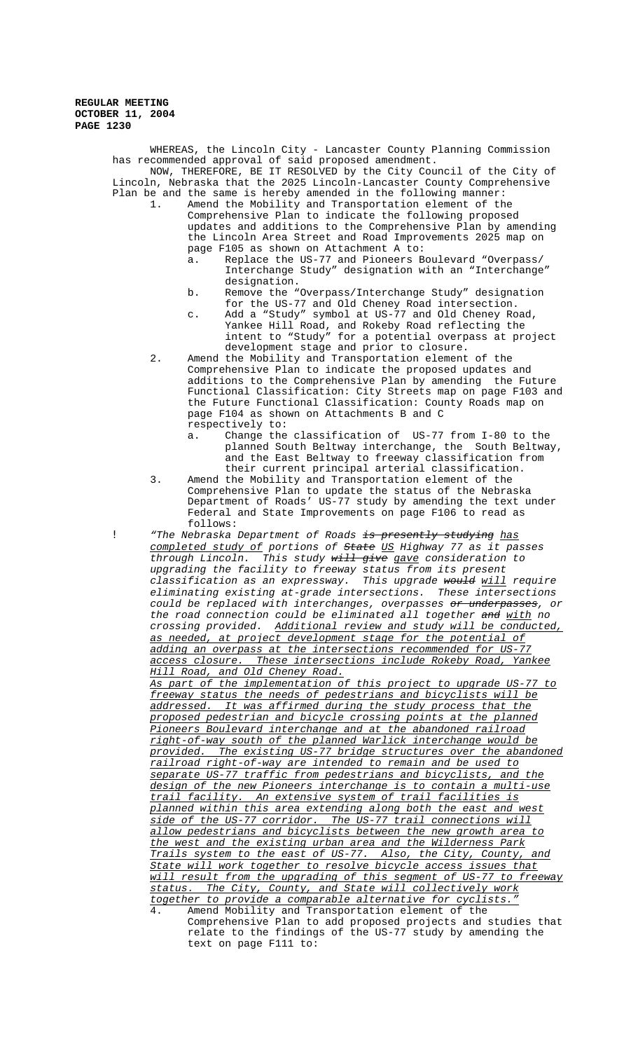WHEREAS, the Lincoln City - Lancaster County Planning Commission has recommended approval of said proposed amendment.

NOW, THEREFORE, BE IT RESOLVED by the City Council of the City of Lincoln, Nebraska that the 2025 Lincoln-Lancaster County Comprehensive Plan be and the same is hereby amended in the following manner:

1. Amend the Mobility and Transportation element of the Comprehensive Plan to indicate the following proposed updates and additions to the Comprehensive Plan by amending the Lincoln Area Street and Road Improvements 2025 map on page F105 as shown on Attachment A to:
   a. Replace the US-77 and Pioneers Boulevard "Overpass/ Interchange Study" designation with an "Interchange" designation.
   b. Remove the "Overpass/Interchange Study" designation for the US-77 and Old Cheney Road intersection.
   c. Add a "Study" symbol at US-77 and Old Cheney Road, Yankee Hill Road, and Rokeby Road reflecting the intent to "Study" for a potential overpass at project development stage and prior to closure.
2. Amend the Mobility and Transportation element of the Comprehensive Plan to indicate the proposed updates and additions to the Comprehensive Plan by amending the Future Functional Classification: City Streets map on page F103 and the Future Functional Classification: County Roads map on page F104 as shown on Attachments B and C respectively to:
   a. Change the classification of US-77 from I-80 to the planned South Beltway interchange, the South Beltway, and the East Beltway to freeway classification from their current principal arterial classification.
3. Amend the Mobility and Transportation element of the Comprehensive Plan to update the status of the Nebraska Department of Roads' US-77 study by amending the text under Federal and State Improvements on page F106 to read as follows:

! *"The Nebraska Department of Roads ~~is presently studying~~ <u>has completed study of</u> portions of ~~State~~ <u>US</u> Highway 77 as it passes through Lincoln. This study ~~will give~~ <u>gave</u> consideration to upgrading the facility to freeway status from its present classification as an expressway. This upgrade ~~would~~ <u>will</u> require eliminating existing at-grade intersections. These intersections could be replaced with interchanges, overpasses ~~or underpasses~~, or the road connection could be eliminated all together ~~and~~ <u>with</u> no crossing provided. <u>Additional review and study will be conducted, as needed, at project development stage for the potential of adding an overpass at the intersections recommended for US-77 access closure. These intersections include Rokeby Road, Yankee Hill Road, and Old Cheney Road.</u>*

*<u>As part of the implementation of this project to upgrade US-77 to freeway status the needs of pedestrians and bicyclists will be addressed. It was affirmed during the study process that the proposed pedestrian and bicycle crossing points at the planned Pioneers Boulevard interchange and at the abandoned railroad right-of-way south of the planned Warlick interchange would be provided. The existing US-77 bridge structures over the abandoned railroad right-of-way are intended to remain and be used to separate US-77 traffic from pedestrians and bicyclists, and the design of the new Pioneers interchange is to contain a multi-use trail facility. An extensive system of trail facilities is planned within this area extending along both the east and west side of the US-77 corridor. The US-77 trail connections will allow pedestrians and bicyclists between the new growth area to the west and the existing urban area and the Wilderness Park Trails system to the east of US-77. Also, the City, County, and State will work together to resolve bicycle access issues that will result from the upgrading of this segment of US-77 to freeway status. The City, County, and State will collectively work together to provide a comparable alternative for cyclists."</u>*

4. Amend Mobility and Transportation element of the Comprehensive Plan to add proposed projects and studies that relate to the findings of the US-77 study by amending the text on page F111 to: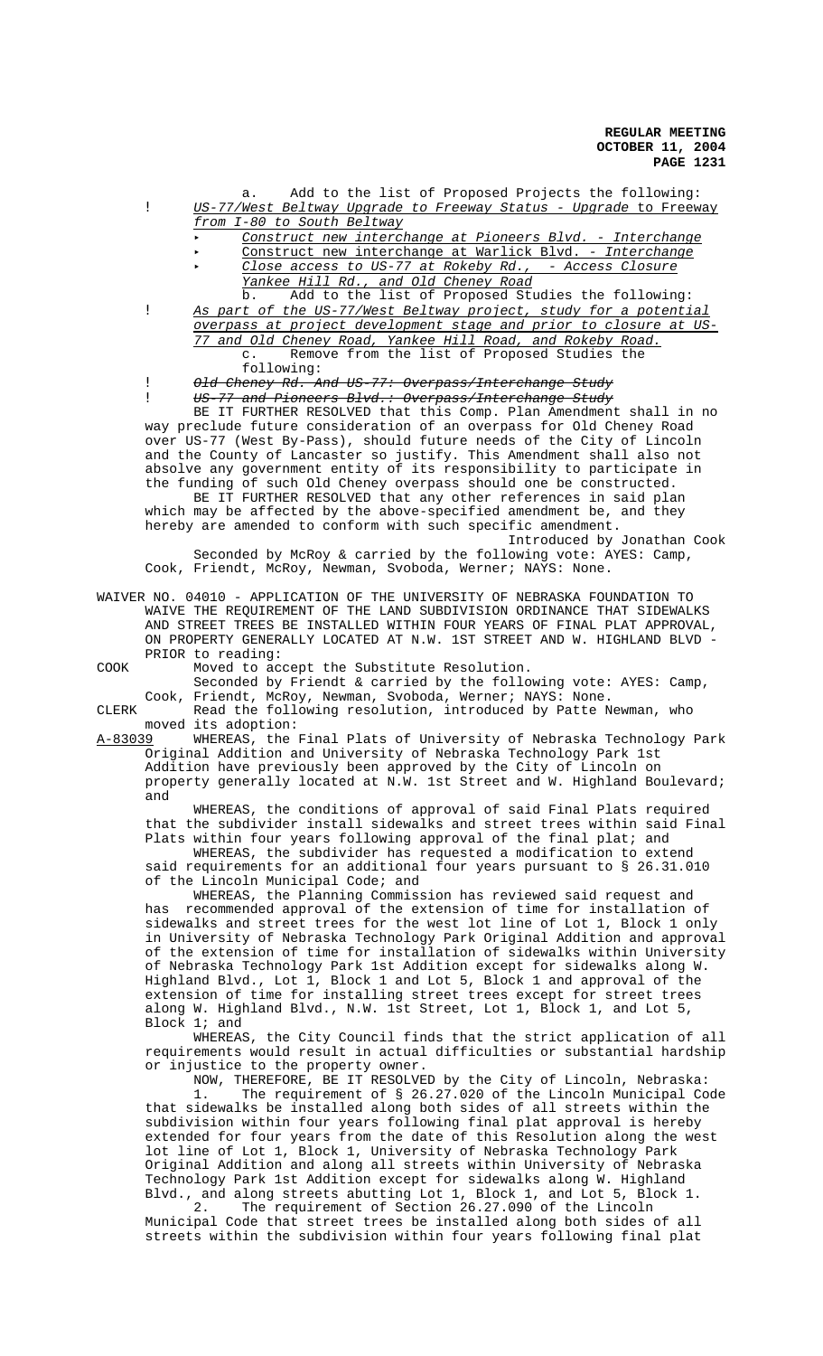a. Add to the list of Proposed Projects the following:

- *US-77/West Beltway Upgrade to Freeway Status - Upgrade* to Freeway *from I-80 to South Beltway*
  - *Construct new interchange at Pioneers Blvd. - Interchange*
  - Construct new interchange at Warlick Blvd. *- Interchange*
  - *Close access to US-77 at Rokeby Rd., - Access Closure Yankee Hill Rd., and Old Cheney Road*

b. Add to the list of Proposed Studies the following:

- *As part of the US-77/West Beltway project, study for a potential overpass at project development stage and prior to closure at US-77 and Old Cheney Road, Yankee Hill Road, and Rokeby Road.*

c. Remove from the list of Proposed Studies the following:

- ~~*Old Cheney Rd. And US-77: Overpass/Interchange Study*~~
- ~~*US-77 and Pioneers Blvd.: Overpass/Interchange Study*~~

BE IT FURTHER RESOLVED that this Comp. Plan Amendment shall in no way preclude future consideration of an overpass for Old Cheney Road over US-77 (West By-Pass), should future needs of the City of Lincoln and the County of Lancaster so justify. This Amendment shall also not absolve any government entity of its responsibility to participate in the funding of such Old Cheney overpass should one be constructed.

BE IT FURTHER RESOLVED that any other references in said plan which may be affected by the above-specified amendment be, and they hereby are amended to conform with such specific amendment.

Introduced by Jonathan Cook

Seconded by McRoy & carried by the following vote: AYES: Camp, Cook, Friendt, McRoy, Newman, Svoboda, Werner; NAYS: None.

WAIVER NO. 04010 - APPLICATION OF THE UNIVERSITY OF NEBRASKA FOUNDATION TO WAIVE THE REQUIREMENT OF THE LAND SUBDIVISION ORDINANCE THAT SIDEWALKS AND STREET TREES BE INSTALLED WITHIN FOUR YEARS OF FINAL PLAT APPROVAL, ON PROPERTY GENERALLY LOCATED AT N.W. 1ST STREET AND W. HIGHLAND BLVD - PRIOR to reading:

COOK Moved to accept the Substitute Resolution.

Seconded by Friendt & carried by the following vote: AYES: Camp, Cook, Friendt, McRoy, Newman, Svoboda, Werner; NAYS: None.

CLERK Read the following resolution, introduced by Patte Newman, who moved its adoption:

A-83039 WHEREAS, the Final Plats of University of Nebraska Technology Park Original Addition and University of Nebraska Technology Park 1st Addition have previously been approved by the City of Lincoln on property generally located at N.W. 1st Street and W. Highland Boulevard; and

WHEREAS, the conditions of approval of said Final Plats required that the subdivider install sidewalks and street trees within said Final Plats within four years following approval of the final plat; and

WHEREAS, the subdivider has requested a modification to extend said requirements for an additional four years pursuant to § 26.31.010 of the Lincoln Municipal Code; and

WHEREAS, the Planning Commission has reviewed said request and has recommended approval of the extension of time for installation of sidewalks and street trees for the west lot line of Lot 1, Block 1 only in University of Nebraska Technology Park Original Addition and approval of the extension of time for installation of sidewalks within University of Nebraska Technology Park 1st Addition except for sidewalks along W. Highland Blvd., Lot 1, Block 1 and Lot 5, Block 1 and approval of the extension of time for installing street trees except for street trees along W. Highland Blvd., N.W. 1st Street, Lot 1, Block 1, and Lot 5, Block 1; and

WHEREAS, the City Council finds that the strict application of all requirements would result in actual difficulties or substantial hardship or injustice to the property owner.

NOW, THEREFORE, BE IT RESOLVED by the City of Lincoln, Nebraska:

1. The requirement of § 26.27.020 of the Lincoln Municipal Code that sidewalks be installed along both sides of all streets within the subdivision within four years following final plat approval is hereby extended for four years from the date of this Resolution along the west lot line of Lot 1, Block 1, University of Nebraska Technology Park Original Addition and along all streets within University of Nebraska Technology Park 1st Addition except for sidewalks along W. Highland Blvd., and along streets abutting Lot 1, Block 1, and Lot 5, Block 1.

2. The requirement of Section 26.27.090 of the Lincoln Municipal Code that street trees be installed along both sides of all streets within the subdivision within four years following final plat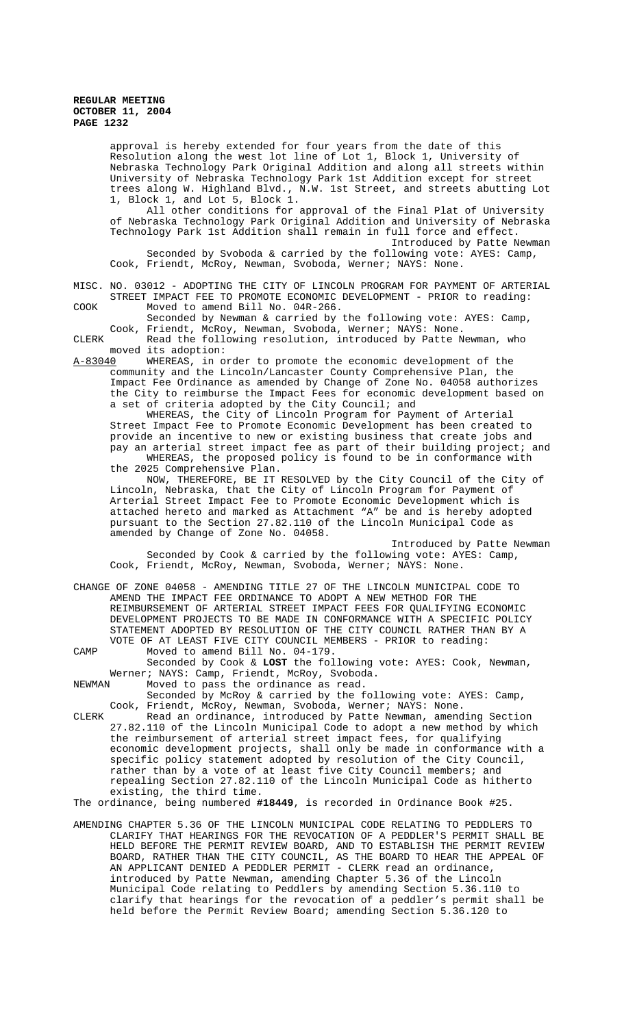approval is hereby extended for four years from the date of this Resolution along the west lot line of Lot 1, Block 1, University of Nebraska Technology Park Original Addition and along all streets within University of Nebraska Technology Park 1st Addition except for street trees along W. Highland Blvd., N.W. 1st Street, and streets abutting Lot 1, Block 1, and Lot 5, Block 1.

All other conditions for approval of the Final Plat of University of Nebraska Technology Park Original Addition and University of Nebraska Technology Park 1st Addition shall remain in full force and effect.

Introduced by Patte Newman

Seconded by Svoboda & carried by the following vote: AYES: Camp, Cook, Friendt, McRoy, Newman, Svoboda, Werner; NAYS: None.

MISC. NO. 03012 - ADOPTING THE CITY OF LINCOLN PROGRAM FOR PAYMENT OF ARTERIAL STREET IMPACT FEE TO PROMOTE ECONOMIC DEVELOPMENT - PRIOR to reading:

COOK Moved to amend Bill No. 04R-266.

Seconded by Newman & carried by the following vote: AYES: Camp, Cook, Friendt, McRoy, Newman, Svoboda, Werner; NAYS: None.

CLERK Read the following resolution, introduced by Patte Newman, who moved its adoption:

A-83040 WHEREAS, in order to promote the economic development of the community and the Lincoln/Lancaster County Comprehensive Plan, the Impact Fee Ordinance as amended by Change of Zone No. 04058 authorizes the City to reimburse the Impact Fees for economic development based on a set of criteria adopted by the City Council; and

WHEREAS, the City of Lincoln Program for Payment of Arterial Street Impact Fee to Promote Economic Development has been created to provide an incentive to new or existing business that create jobs and pay an arterial street impact fee as part of their building project; and

WHEREAS, the proposed policy is found to be in conformance with the 2025 Comprehensive Plan.

NOW, THEREFORE, BE IT RESOLVED by the City Council of the City of Lincoln, Nebraska, that the City of Lincoln Program for Payment of Arterial Street Impact Fee to Promote Economic Development which is attached hereto and marked as Attachment "A" be and is hereby adopted pursuant to the Section 27.82.110 of the Lincoln Municipal Code as amended by Change of Zone No. 04058.

Introduced by Patte Newman

Seconded by Cook & carried by the following vote: AYES: Camp, Cook, Friendt, McRoy, Newman, Svoboda, Werner; NAYS: None.

CHANGE OF ZONE 04058 - AMENDING TITLE 27 OF THE LINCOLN MUNICIPAL CODE TO AMEND THE IMPACT FEE ORDINANCE TO ADOPT A NEW METHOD FOR THE REIMBURSEMENT OF ARTERIAL STREET IMPACT FEES FOR QUALIFYING ECONOMIC DEVELOPMENT PROJECTS TO BE MADE IN CONFORMANCE WITH A SPECIFIC POLICY STATEMENT ADOPTED BY RESOLUTION OF THE CITY COUNCIL RATHER THAN BY A VOTE OF AT LEAST FIVE CITY COUNCIL MEMBERS - PRIOR to reading:

CAMP Moved to amend Bill No. 04-179.

Seconded by Cook & **LOST** the following vote: AYES: Cook, Newman, Werner; NAYS: Camp, Friendt, McRoy, Svoboda.

NEWMAN Moved to pass the ordinance as read.

Seconded by McRoy & carried by the following vote: AYES: Camp, Cook, Friendt, McRoy, Newman, Svoboda, Werner; NAYS: None.

CLERK Read an ordinance, introduced by Patte Newman, amending Section 27.82.110 of the Lincoln Municipal Code to adopt a new method by which the reimbursement of arterial street impact fees, for qualifying economic development projects, shall only be made in conformance with a specific policy statement adopted by resolution of the City Council, rather than by a vote of at least five City Council members; and repealing Section 27.82.110 of the Lincoln Municipal Code as hitherto existing, the third time.

The ordinance, being numbered **#18449**, is recorded in Ordinance Book #25.

AMENDING CHAPTER 5.36 OF THE LINCOLN MUNICIPAL CODE RELATING TO PEDDLERS TO CLARIFY THAT HEARINGS FOR THE REVOCATION OF A PEDDLER'S PERMIT SHALL BE HELD BEFORE THE PERMIT REVIEW BOARD, AND TO ESTABLISH THE PERMIT REVIEW BOARD, RATHER THAN THE CITY COUNCIL, AS THE BOARD TO HEAR THE APPEAL OF AN APPLICANT DENIED A PEDDLER PERMIT - CLERK read an ordinance, introduced by Patte Newman, amending Chapter 5.36 of the Lincoln Municipal Code relating to Peddlers by amending Section 5.36.110 to clarify that hearings for the revocation of a peddler's permit shall be held before the Permit Review Board; amending Section 5.36.120 to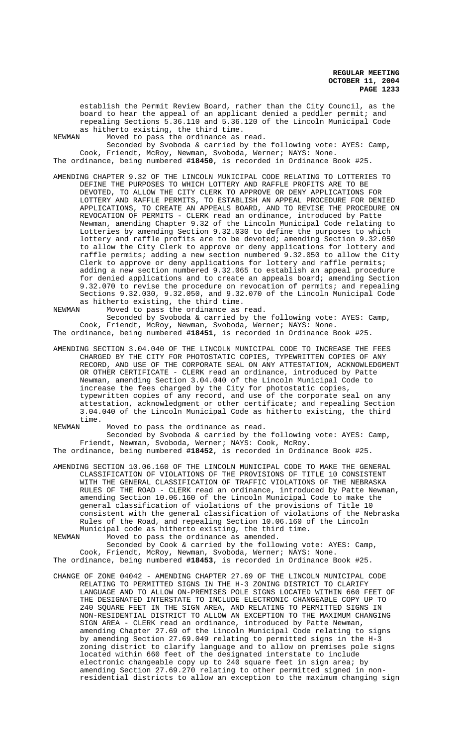establish the Permit Review Board, rather than the City Council, as the board to hear the appeal of an applicant denied a peddler permit; and repealing Sections 5.36.110 and 5.36.120 of the Lincoln Municipal Code as hitherto existing, the third time.

NEWMAN Moved to pass the ordinance as read.

Seconded by Svoboda & carried by the following vote: AYES: Camp, Cook, Friendt, McRoy, Newman, Svoboda, Werner; NAYS: None.

The ordinance, being numbered **#18450**, is recorded in Ordinance Book #25.

AMENDING CHAPTER 9.32 OF THE LINCOLN MUNICIPAL CODE RELATING TO LOTTERIES TO DEFINE THE PURPOSES TO WHICH LOTTERY AND RAFFLE PROFITS ARE TO BE DEVOTED, TO ALLOW THE CITY CLERK TO APPROVE OR DENY APPLICATIONS FOR LOTTERY AND RAFFLE PERMITS, TO ESTABLISH AN APPEAL PROCEDURE FOR DENIED APPLICATIONS, TO CREATE AN APPEALS BOARD, AND TO REVISE THE PROCEDURE ON REVOCATION OF PERMITS - CLERK read an ordinance, introduced by Patte Newman, amending Chapter 9.32 of the Lincoln Municipal Code relating to Lotteries by amending Section 9.32.030 to define the purposes to which lottery and raffle profits are to be devoted; amending Section 9.32.050 to allow the City Clerk to approve or deny applications for lottery and raffle permits; adding a new section numbered 9.32.050 to allow the City Clerk to approve or deny applications for lottery and raffle permits; adding a new section numbered 9.32.065 to establish an appeal procedure for denied applications and to create an appeals board; amending Section 9.32.070 to revise the procedure on revocation of permits; and repealing Sections 9.32.030, 9.32.050, and 9.32.070 of the Lincoln Municipal Code as hitherto existing, the third time.

NEWMAN Moved to pass the ordinance as read.

Seconded by Svoboda & carried by the following vote: AYES: Camp, Cook, Friendt, McRoy, Newman, Svoboda, Werner; NAYS: None.

The ordinance, being numbered **#18451**, is recorded in Ordinance Book #25.

AMENDING SECTION 3.04.040 OF THE LINCOLN MUNICIPAL CODE TO INCREASE THE FEES CHARGED BY THE CITY FOR PHOTOSTATIC COPIES, TYPEWRITTEN COPIES OF ANY RECORD, AND USE OF THE CORPORATE SEAL ON ANY ATTESTATION, ACKNOWLEDGMENT OR OTHER CERTIFICATE - CLERK read an ordinance, introduced by Patte Newman, amending Section 3.04.040 of the Lincoln Municipal Code to increase the fees charged by the City for photostatic copies, typewritten copies of any record, and use of the corporate seal on any attestation, acknowledgment or other certificate; and repealing Section 3.04.040 of the Lincoln Municipal Code as hitherto existing, the third time.

NEWMAN Moved to pass the ordinance as read.

Seconded by Svoboda & carried by the following vote: AYES: Camp, Friendt, Newman, Svoboda, Werner; NAYS: Cook, McRoy.

The ordinance, being numbered **#18452**, is recorded in Ordinance Book #25.

AMENDING SECTION 10.06.160 OF THE LINCOLN MUNICIPAL CODE TO MAKE THE GENERAL CLASSIFICATION OF VIOLATIONS OF THE PROVISIONS OF TITLE 10 CONSISTENT WITH THE GENERAL CLASSIFICATION OF TRAFFIC VIOLATIONS OF THE NEBRASKA RULES OF THE ROAD - CLERK read an ordinance, introduced by Patte Newman, amending Section 10.06.160 of the Lincoln Municipal Code to make the general classification of violations of the provisions of Title 10 consistent with the general classification of violations of the Nebraska Rules of the Road, and repealing Section 10.06.160 of the Lincoln Municipal code as hitherto existing, the third time.

NEWMAN Moved to pass the ordinance as amended.

Seconded by Cook & carried by the following vote: AYES: Camp, Cook, Friendt, McRoy, Newman, Svoboda, Werner; NAYS: None.

The ordinance, being numbered **#18453**, is recorded in Ordinance Book #25.

CHANGE OF ZONE 04042 - AMENDING CHAPTER 27.69 OF THE LINCOLN MUNICIPAL CODE RELATING TO PERMITTED SIGNS IN THE H-3 ZONING DISTRICT TO CLARIFY LANGUAGE AND TO ALLOW ON-PREMISES POLE SIGNS LOCATED WITHIN 660 FEET OF THE DESIGNATED INTERSTATE TO INCLUDE ELECTRONIC CHANGEABLE COPY UP TO 240 SQUARE FEET IN THE SIGN AREA, AND RELATING TO PERMITTED SIGNS IN NON-RESIDENTIAL DISTRICT TO ALLOW AN EXCEPTION TO THE MAXIMUM CHANGING SIGN AREA - CLERK read an ordinance, introduced by Patte Newman, amending Chapter 27.69 of the Lincoln Municipal Code relating to signs by amending Section 27.69.049 relating to permitted signs in the H-3 zoning district to clarify language and to allow on premises pole signs located within 660 feet of the designated interstate to include electronic changeable copy up to 240 square feet in sign area; by amending Section 27.69.270 relating to other permitted signed in non-residential districts to allow an exception to the maximum changing sign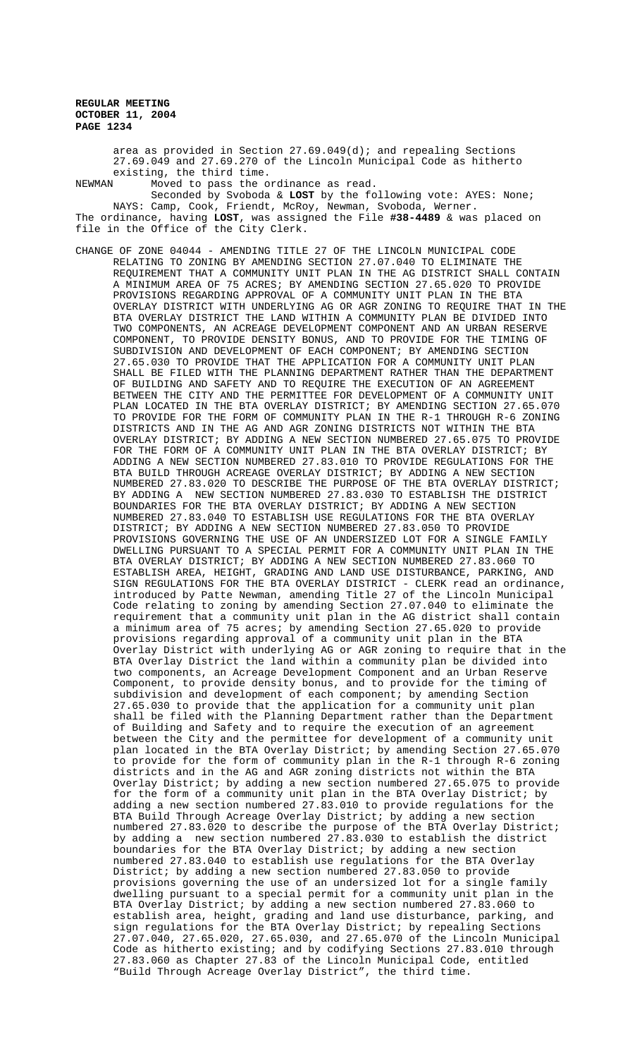area as provided in Section 27.69.049(d); and repealing Sections 27.69.049 and 27.69.270 of the Lincoln Municipal Code as hitherto existing, the third time.

NEWMAN Moved to pass the ordinance as read.

Seconded by Svoboda & **LOST** by the following vote: AYES: None; NAYS: Camp, Cook, Friendt, McRoy, Newman, Svoboda, Werner.

The ordinance, having **LOST**, was assigned the File **#38-4489** & was placed on file in the Office of the City Clerk.

CHANGE OF ZONE 04044 - AMENDING TITLE 27 OF THE LINCOLN MUNICIPAL CODE RELATING TO ZONING BY AMENDING SECTION 27.07.040 TO ELIMINATE THE REQUIREMENT THAT A COMMUNITY UNIT PLAN IN THE AG DISTRICT SHALL CONTAIN A MINIMUM AREA OF 75 ACRES; BY AMENDING SECTION 27.65.020 TO PROVIDE PROVISIONS REGARDING APPROVAL OF A COMMUNITY UNIT PLAN IN THE BTA OVERLAY DISTRICT WITH UNDERLYING AG OR AGR ZONING TO REQUIRE THAT IN THE BTA OVERLAY DISTRICT THE LAND WITHIN A COMMUNITY PLAN BE DIVIDED INTO TWO COMPONENTS, AN ACREAGE DEVELOPMENT COMPONENT AND AN URBAN RESERVE COMPONENT, TO PROVIDE DENSITY BONUS, AND TO PROVIDE FOR THE TIMING OF SUBDIVISION AND DEVELOPMENT OF EACH COMPONENT; BY AMENDING SECTION 27.65.030 TO PROVIDE THAT THE APPLICATION FOR A COMMUNITY UNIT PLAN SHALL BE FILED WITH THE PLANNING DEPARTMENT RATHER THAN THE DEPARTMENT OF BUILDING AND SAFETY AND TO REQUIRE THE EXECUTION OF AN AGREEMENT BETWEEN THE CITY AND THE PERMITTEE FOR DEVELOPMENT OF A COMMUNITY UNIT PLAN LOCATED IN THE BTA OVERLAY DISTRICT; BY AMENDING SECTION 27.65.070 TO PROVIDE FOR THE FORM OF COMMUNITY PLAN IN THE R-1 THROUGH R-6 ZONING DISTRICTS AND IN THE AG AND AGR ZONING DISTRICTS NOT WITHIN THE BTA OVERLAY DISTRICT; BY ADDING A NEW SECTION NUMBERED 27.65.075 TO PROVIDE FOR THE FORM OF A COMMUNITY UNIT PLAN IN THE BTA OVERLAY DISTRICT; BY ADDING A NEW SECTION NUMBERED 27.83.010 TO PROVIDE REGULATIONS FOR THE BTA BUILD THROUGH ACREAGE OVERLAY DISTRICT; BY ADDING A NEW SECTION NUMBERED 27.83.020 TO DESCRIBE THE PURPOSE OF THE BTA OVERLAY DISTRICT; BY ADDING A NEW SECTION NUMBERED 27.83.030 TO ESTABLISH THE DISTRICT BOUNDARIES FOR THE BTA OVERLAY DISTRICT; BY ADDING A NEW SECTION NUMBERED 27.83.040 TO ESTABLISH USE REGULATIONS FOR THE BTA OVERLAY DISTRICT; BY ADDING A NEW SECTION NUMBERED 27.83.050 TO PROVIDE PROVISIONS GOVERNING THE USE OF AN UNDERSIZED LOT FOR A SINGLE FAMILY DWELLING PURSUANT TO A SPECIAL PERMIT FOR A COMMUNITY UNIT PLAN IN THE BTA OVERLAY DISTRICT; BY ADDING A NEW SECTION NUMBERED 27.83.060 TO ESTABLISH AREA, HEIGHT, GRADING AND LAND USE DISTURBANCE, PARKING, AND SIGN REGULATIONS FOR THE BTA OVERLAY DISTRICT - CLERK read an ordinance, introduced by Patte Newman, amending Title 27 of the Lincoln Municipal Code relating to zoning by amending Section 27.07.040 to eliminate the requirement that a community unit plan in the AG district shall contain a minimum area of 75 acres; by amending Section 27.65.020 to provide provisions regarding approval of a community unit plan in the BTA Overlay District with underlying AG or AGR zoning to require that in the BTA Overlay District the land within a community plan be divided into two components, an Acreage Development Component and an Urban Reserve Component, to provide density bonus, and to provide for the timing of subdivision and development of each component; by amending Section 27.65.030 to provide that the application for a community unit plan shall be filed with the Planning Department rather than the Department of Building and Safety and to require the execution of an agreement between the City and the permittee for development of a community unit plan located in the BTA Overlay District; by amending Section 27.65.070 to provide for the form of community plan in the R-1 through R-6 zoning districts and in the AG and AGR zoning districts not within the BTA Overlay District; by adding a new section numbered 27.65.075 to provide for the form of a community unit plan in the BTA Overlay District; by adding a new section numbered 27.83.010 to provide regulations for the BTA Build Through Acreage Overlay District; by adding a new section numbered 27.83.020 to describe the purpose of the BTA Overlay District; by adding a new section numbered 27.83.030 to establish the district boundaries for the BTA Overlay District; by adding a new section numbered 27.83.040 to establish use regulations for the BTA Overlay District; by adding a new section numbered 27.83.050 to provide provisions governing the use of an undersized lot for a single family dwelling pursuant to a special permit for a community unit plan in the BTA Overlay District; by adding a new section numbered 27.83.060 to establish area, height, grading and land use disturbance, parking, and sign regulations for the BTA Overlay District; by repealing Sections 27.07.040, 27.65.020, 27.65.030, and 27.65.070 of the Lincoln Municipal Code as hitherto existing; and by codifying Sections 27.83.010 through 27.83.060 as Chapter 27.83 of the Lincoln Municipal Code, entitled "Build Through Acreage Overlay District", the third time.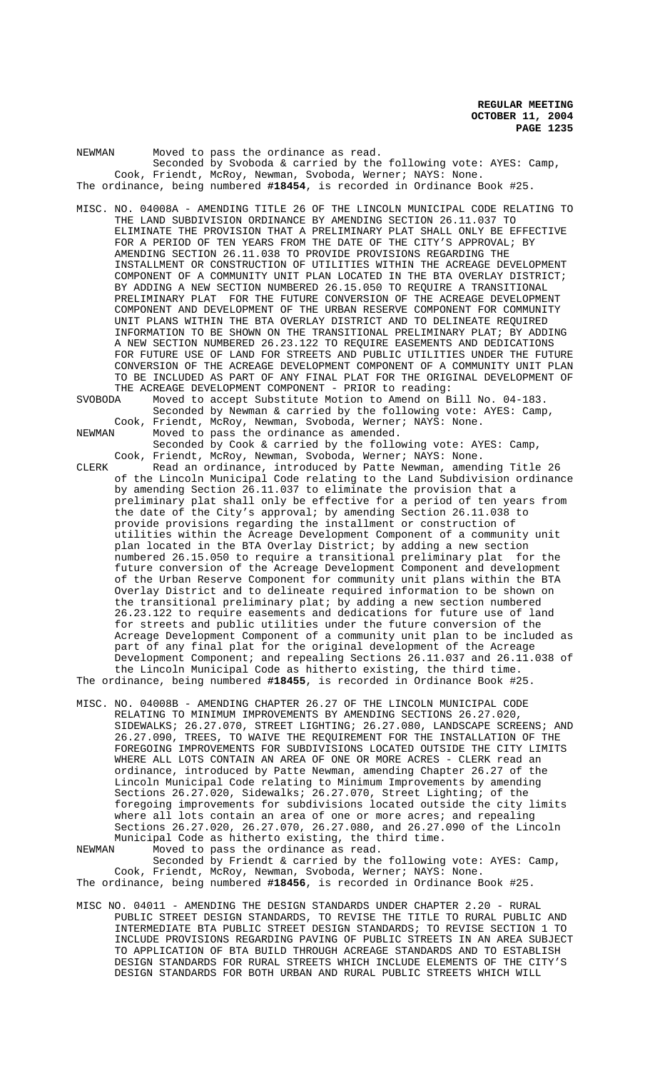NEWMAN Moved to pass the ordinance as read.
Seconded by Svoboda & carried by the following vote: AYES: Camp, Cook, Friendt, McRoy, Newman, Svoboda, Werner; NAYS: None.
The ordinance, being numbered **#18454**, is recorded in Ordinance Book #25.

MISC. NO. 04008A - AMENDING TITLE 26 OF THE LINCOLN MUNICIPAL CODE RELATING TO THE LAND SUBDIVISION ORDINANCE BY AMENDING SECTION 26.11.037 TO ELIMINATE THE PROVISION THAT A PRELIMINARY PLAT SHALL ONLY BE EFFECTIVE FOR A PERIOD OF TEN YEARS FROM THE DATE OF THE CITY'S APPROVAL; BY AMENDING SECTION 26.11.038 TO PROVIDE PROVISIONS REGARDING THE INSTALLMENT OR CONSTRUCTION OF UTILITIES WITHIN THE ACREAGE DEVELOPMENT COMPONENT OF A COMMUNITY UNIT PLAN LOCATED IN THE BTA OVERLAY DISTRICT; BY ADDING A NEW SECTION NUMBERED 26.15.050 TO REQUIRE A TRANSITIONAL PRELIMINARY PLAT FOR THE FUTURE CONVERSION OF THE ACREAGE DEVELOPMENT COMPONENT AND DEVELOPMENT OF THE URBAN RESERVE COMPONENT FOR COMMUNITY UNIT PLANS WITHIN THE BTA OVERLAY DISTRICT AND TO DELINEATE REQUIRED INFORMATION TO BE SHOWN ON THE TRANSITIONAL PRELIMINARY PLAT; BY ADDING A NEW SECTION NUMBERED 26.23.122 TO REQUIRE EASEMENTS AND DEDICATIONS FOR FUTURE USE OF LAND FOR STREETS AND PUBLIC UTILITIES UNDER THE FUTURE CONVERSION OF THE ACREAGE DEVELOPMENT COMPONENT OF A COMMUNITY UNIT PLAN TO BE INCLUDED AS PART OF ANY FINAL PLAT FOR THE ORIGINAL DEVELOPMENT OF THE ACREAGE DEVELOPMENT COMPONENT - PRIOR to reading:

SVOBODA Moved to accept Substitute Motion to Amend on Bill No. 04-183.
Seconded by Newman & carried by the following vote: AYES: Camp, Cook, Friendt, McRoy, Newman, Svoboda, Werner; NAYS: None.

NEWMAN Moved to pass the ordinance as amended.
Seconded by Cook & carried by the following vote: AYES: Camp, Cook, Friendt, McRoy, Newman, Svoboda, Werner; NAYS: None.

CLERK Read an ordinance, introduced by Patte Newman, amending Title 26 of the Lincoln Municipal Code relating to the Land Subdivision ordinance by amending Section 26.11.037 to eliminate the provision that a preliminary plat shall only be effective for a period of ten years from the date of the City's approval; by amending Section 26.11.038 to provide provisions regarding the installment or construction of utilities within the Acreage Development Component of a community unit plan located in the BTA Overlay District; by adding a new section numbered 26.15.050 to require a transitional preliminary plat for the future conversion of the Acreage Development Component and development of the Urban Reserve Component for community unit plans within the BTA Overlay District and to delineate required information to be shown on the transitional preliminary plat; by adding a new section numbered 26.23.122 to require easements and dedications for future use of land for streets and public utilities under the future conversion of the Acreage Development Component of a community unit plan to be included as part of any final plat for the original development of the Acreage Development Component; and repealing Sections 26.11.037 and 26.11.038 of the Lincoln Municipal Code as hitherto existing, the third time.

The ordinance, being numbered **#18455**, is recorded in Ordinance Book #25.

MISC. NO. 04008B - AMENDING CHAPTER 26.27 OF THE LINCOLN MUNICIPAL CODE RELATING TO MINIMUM IMPROVEMENTS BY AMENDING SECTIONS 26.27.020, SIDEWALKS; 26.27.070, STREET LIGHTING; 26.27.080, LANDSCAPE SCREENS; AND 26.27.090, TREES, TO WAIVE THE REQUIREMENT FOR THE INSTALLATION OF THE FOREGOING IMPROVEMENTS FOR SUBDIVISIONS LOCATED OUTSIDE THE CITY LIMITS WHERE ALL LOTS CONTAIN AN AREA OF ONE OR MORE ACRES - CLERK read an ordinance, introduced by Patte Newman, amending Chapter 26.27 of the Lincoln Municipal Code relating to Minimum Improvements by amending Sections 26.27.020, Sidewalks; 26.27.070, Street Lighting; of the foregoing improvements for subdivisions located outside the city limits where all lots contain an area of one or more acres; and repealing Sections 26.27.020, 26.27.070, 26.27.080, and 26.27.090 of the Lincoln Municipal Code as hitherto existing, the third time.

NEWMAN Moved to pass the ordinance as read.
Seconded by Friendt & carried by the following vote: AYES: Camp, Cook, Friendt, McRoy, Newman, Svoboda, Werner; NAYS: None.
The ordinance, being numbered **#18456**, is recorded in Ordinance Book #25.

MISC NO. 04011 - AMENDING THE DESIGN STANDARDS UNDER CHAPTER 2.20 - RURAL PUBLIC STREET DESIGN STANDARDS, TO REVISE THE TITLE TO RURAL PUBLIC AND INTERMEDIATE BTA PUBLIC STREET DESIGN STANDARDS; TO REVISE SECTION 1 TO INCLUDE PROVISIONS REGARDING PAVING OF PUBLIC STREETS IN AN AREA SUBJECT TO APPLICATION OF BTA BUILD THROUGH ACREAGE STANDARDS AND TO ESTABLISH DESIGN STANDARDS FOR RURAL STREETS WHICH INCLUDE ELEMENTS OF THE CITY'S DESIGN STANDARDS FOR BOTH URBAN AND RURAL PUBLIC STREETS WHICH WILL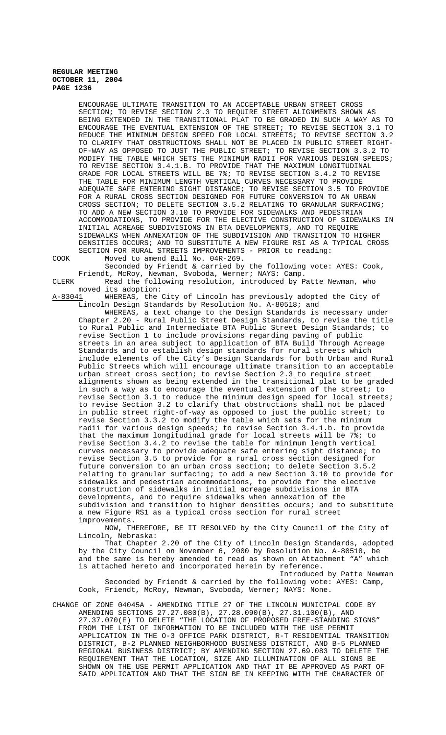ENCOURAGE ULTIMATE TRANSITION TO AN ACCEPTABLE URBAN STREET CROSS SECTION; TO REVISE SECTION 2.3 TO REQUIRE STREET ALIGNMENTS SHOWN AS BEING EXTENDED IN THE TRANSITIONAL PLAT TO BE GRADED IN SUCH A WAY AS TO ENCOURAGE THE EVENTUAL EXTENSION OF THE STREET; TO REVISE SECTION 3.1 TO REDUCE THE MINIMUM DESIGN SPEED FOR LOCAL STREETS; TO REVISE SECTION 3.2 TO CLARIFY THAT OBSTRUCTIONS SHALL NOT BE PLACED IN PUBLIC STREET RIGHT-OF-WAY AS OPPOSED TO JUST THE PUBLIC STREET; TO REVISE SECTION 3.3.2 TO MODIFY THE TABLE WHICH SETS THE MINIMUM RADII FOR VARIOUS DESIGN SPEEDS; TO REVISE SECTION 3.4.1.B. TO PROVIDE THAT THE MAXIMUM LONGITUDINAL GRADE FOR LOCAL STREETS WILL BE 7%; TO REVISE SECTION 3.4.2 TO REVISE THE TABLE FOR MINIMUM LENGTH VERTICAL CURVES NECESSARY TO PROVIDE ADEQUATE SAFE ENTERING SIGHT DISTANCE; TO REVISE SECTION 3.5 TO PROVIDE FOR A RURAL CROSS SECTION DESIGNED FOR FUTURE CONVERSION TO AN URBAN CROSS SECTION; TO DELETE SECTION 3.5.2 RELATING TO GRANULAR SURFACING; TO ADD A NEW SECTION 3.10 TO PROVIDE FOR SIDEWALKS AND PEDESTRIAN ACCOMMODATIONS, TO PROVIDE FOR THE ELECTIVE CONSTRUCTION OF SIDEWALKS IN INITIAL ACREAGE SUBDIVISIONS IN BTA DEVELOPMENTS, AND TO REQUIRE SIDEWALKS WHEN ANNEXATION OF THE SUBDIVISION AND TRANSITION TO HIGHER DENSITIES OCCURS; AND TO SUBSTITUTE A NEW FIGURE RSI AS A TYPICAL CROSS SECTION FOR RURAL STREETS IMPROVEMENTS - PRIOR to reading:

COOK Moved to amend Bill No. 04R-269.

Seconded by Friendt & carried by the following vote: AYES: Cook, Friendt, McRoy, Newman, Svoboda, Werner; NAYS: Camp.

CLERK Read the following resolution, introduced by Patte Newman, who moved its adoption:

A-83041 WHEREAS, the City of Lincoln has previously adopted the City of Lincoln Design Standards by Resolution No. A-80518; and

WHEREAS, a text change to the Design Standards is necessary under Chapter 2.20 - Rural Public Street Design Standards, to revise the title to Rural Public and Intermediate BTA Public Street Design Standards; to revise Section 1 to include provisions regarding paving of public streets in an area subject to application of BTA Build Through Acreage Standards and to establish design standards for rural streets which include elements of the City's Design Standards for both Urban and Rural Public Streets which will encourage ultimate transition to an acceptable urban street cross section; to revise Section 2.3 to require street alignments shown as being extended in the transitional plat to be graded in such a way as to encourage the eventual extension of the street; to revise Section 3.1 to reduce the minimum design speed for local streets; to revise Section 3.2 to clarify that obstructions shall not be placed in public street right-of-way as opposed to just the public street; to revise Section 3.3.2 to modify the table which sets for the minimum radii for various design speeds; to revise Section 3.4.1.b. to provide that the maximum longitudinal grade for local streets will be 7%; to revise Section 3.4.2 to revise the table for minimum length vertical curves necessary to provide adequate safe entering sight distance; to revise Section 3.5 to provide for a rural cross section designed for future conversion to an urban cross section; to delete Section 3.5.2 relating to granular surfacing; to add a new Section 3.10 to provide for sidewalks and pedestrian accommodations, to provide for the elective construction of sidewalks in initial acreage subdivisions in BTA developments, and to require sidewalks when annexation of the subdivision and transition to higher densities occurs; and to substitute a new Figure RS1 as a typical cross section for rural street improvements.

NOW, THEREFORE, BE IT RESOLVED by the City Council of the City of Lincoln, Nebraska:

That Chapter 2.20 of the City of Lincoln Design Standards, adopted by the City Council on November 6, 2000 by Resolution No. A-80518, be and the same is hereby amended to read as shown on Attachment "A" which is attached hereto and incorporated herein by reference.

Introduced by Patte Newman

Seconded by Friendt & carried by the following vote: AYES: Camp, Cook, Friendt, McRoy, Newman, Svoboda, Werner; NAYS: None.

CHANGE OF ZONE 04045A - AMENDING TITLE 27 OF THE LINCOLN MUNICIPAL CODE BY AMENDING SECTIONS 27.27.080(B), 27.28.090(B), 27.31.100(B), AND 27.37.070(E) TO DELETE "THE LOCATION OF PROPOSED FREE-STANDING SIGNS" FROM THE LIST OF INFORMATION TO BE INCLUDED WITH THE USE PERMIT APPLICATION IN THE O-3 OFFICE PARK DISTRICT, R-T RESIDENTIAL TRANSITION DISTRICT, B-2 PLANNED NEIGHBORHOOD BUSINESS DISTRICT, AND B-5 PLANNED REGIONAL BUSINESS DISTRICT; BY AMENDING SECTION 27.69.083 TO DELETE THE REQUIREMENT THAT THE LOCATION, SIZE AND ILLUMINATION OF ALL SIGNS BE SHOWN ON THE USE PERMIT APPLICATION AND THAT IT BE APPROVED AS PART OF SAID APPLICATION AND THAT THE SIGN BE IN KEEPING WITH THE CHARACTER OF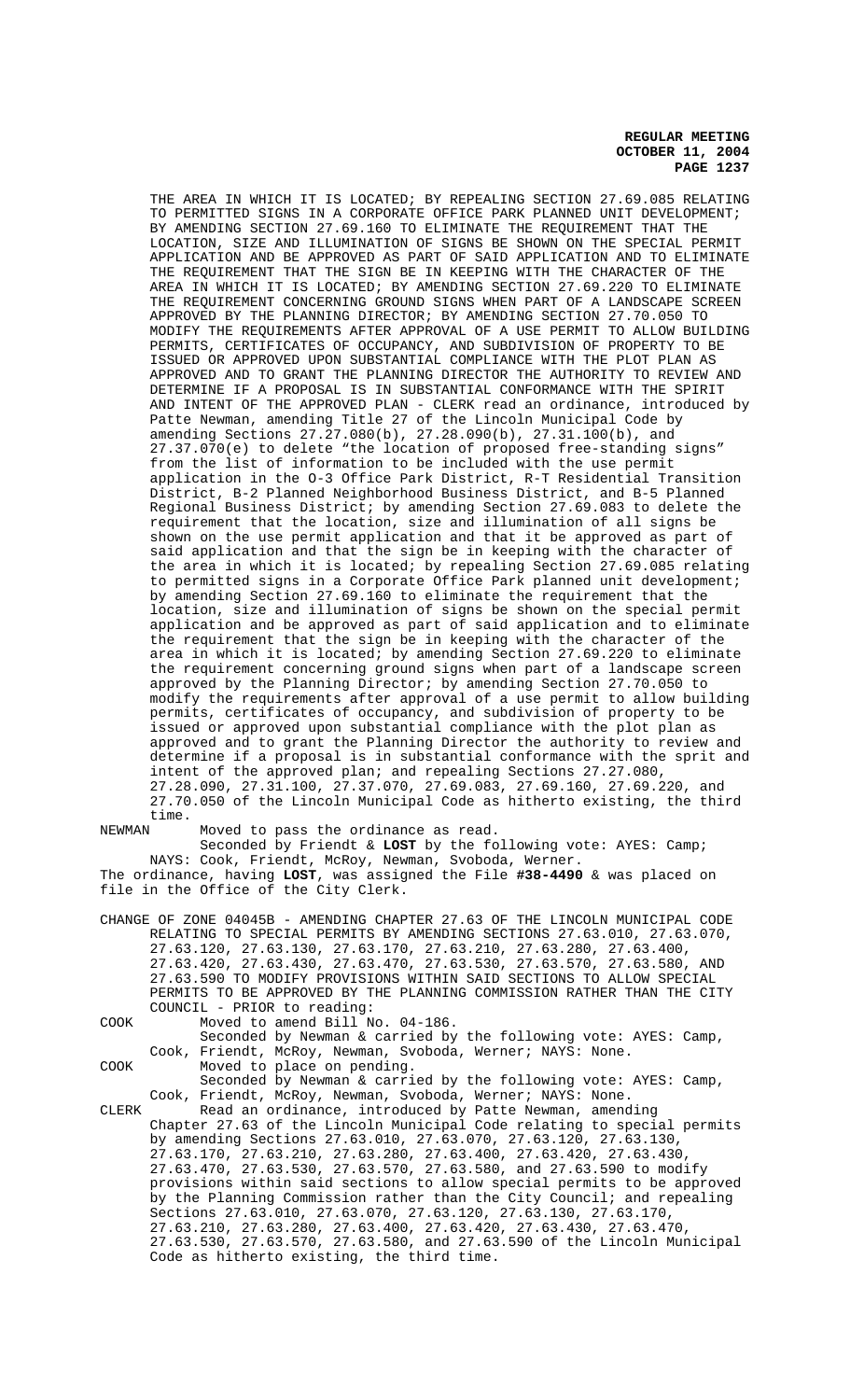THE AREA IN WHICH IT IS LOCATED; BY REPEALING SECTION 27.69.085 RELATING TO PERMITTED SIGNS IN A CORPORATE OFFICE PARK PLANNED UNIT DEVELOPMENT; BY AMENDING SECTION 27.69.160 TO ELIMINATE THE REQUIREMENT THAT THE LOCATION, SIZE AND ILLUMINATION OF SIGNS BE SHOWN ON THE SPECIAL PERMIT APPLICATION AND BE APPROVED AS PART OF SAID APPLICATION AND TO ELIMINATE THE REQUIREMENT THAT THE SIGN BE IN KEEPING WITH THE CHARACTER OF THE AREA IN WHICH IT IS LOCATED; BY AMENDING SECTION 27.69.220 TO ELIMINATE THE REQUIREMENT CONCERNING GROUND SIGNS WHEN PART OF A LANDSCAPE SCREEN APPROVED BY THE PLANNING DIRECTOR; BY AMENDING SECTION 27.70.050 TO MODIFY THE REQUIREMENTS AFTER APPROVAL OF A USE PERMIT TO ALLOW BUILDING PERMITS, CERTIFICATES OF OCCUPANCY, AND SUBDIVISION OF PROPERTY TO BE ISSUED OR APPROVED UPON SUBSTANTIAL COMPLIANCE WITH THE PLOT PLAN AS APPROVED AND TO GRANT THE PLANNING DIRECTOR THE AUTHORITY TO REVIEW AND DETERMINE IF A PROPOSAL IS IN SUBSTANTIAL CONFORMANCE WITH THE SPIRIT AND INTENT OF THE APPROVED PLAN - CLERK read an ordinance, introduced by Patte Newman, amending Title 27 of the Lincoln Municipal Code by amending Sections 27.27.080(b), 27.28.090(b), 27.31.100(b), and 27.37.070(e) to delete "the location of proposed free-standing signs" from the list of information to be included with the use permit application in the O-3 Office Park District, R-T Residential Transition District, B-2 Planned Neighborhood Business District, and B-5 Planned Regional Business District; by amending Section 27.69.083 to delete the requirement that the location, size and illumination of all signs be shown on the use permit application and that it be approved as part of said application and that the sign be in keeping with the character of the area in which it is located; by repealing Section 27.69.085 relating to permitted signs in a Corporate Office Park planned unit development; by amending Section 27.69.160 to eliminate the requirement that the location, size and illumination of signs be shown on the special permit application and be approved as part of said application and to eliminate the requirement that the sign be in keeping with the character of the area in which it is located; by amending Section 27.69.220 to eliminate the requirement concerning ground signs when part of a landscape screen approved by the Planning Director; by amending Section 27.70.050 to modify the requirements after approval of a use permit to allow building permits, certificates of occupancy, and subdivision of property to be issued or approved upon substantial compliance with the plot plan as approved and to grant the Planning Director the authority to review and determine if a proposal is in substantial conformance with the sprit and intent of the approved plan; and repealing Sections 27.27.080, 27.28.090, 27.31.100, 27.37.070, 27.69.083, 27.69.160, 27.69.220, and 27.70.050 of the Lincoln Municipal Code as hitherto existing, the third time.

NEWMAN Moved to pass the ordinance as read.
Seconded by Friendt & **LOST** by the following vote: AYES: Camp; NAYS: Cook, Friendt, McRoy, Newman, Svoboda, Werner.

The ordinance, having **LOST**, was assigned the File **#38-4490** & was placed on file in the Office of the City Clerk.

CHANGE OF ZONE 04045B - AMENDING CHAPTER 27.63 OF THE LINCOLN MUNICIPAL CODE RELATING TO SPECIAL PERMITS BY AMENDING SECTIONS 27.63.010, 27.63.070, 27.63.120, 27.63.130, 27.63.170, 27.63.210, 27.63.280, 27.63.400, 27.63.420, 27.63.430, 27.63.470, 27.63.530, 27.63.570, 27.63.580, AND 27.63.590 TO MODIFY PROVISIONS WITHIN SAID SECTIONS TO ALLOW SPECIAL PERMITS TO BE APPROVED BY THE PLANNING COMMISSION RATHER THAN THE CITY COUNCIL - PRIOR to reading:

COOK Moved to amend Bill No. 04-186.
Seconded by Newman & carried by the following vote: AYES: Camp, Cook, Friendt, McRoy, Newman, Svoboda, Werner; NAYS: None.

COOK Moved to place on pending.
Seconded by Newman & carried by the following vote: AYES: Camp, Cook, Friendt, McRoy, Newman, Svoboda, Werner; NAYS: None.

CLERK Read an ordinance, introduced by Patte Newman, amending Chapter 27.63 of the Lincoln Municipal Code relating to special permits by amending Sections 27.63.010, 27.63.070, 27.63.120, 27.63.130, 27.63.170, 27.63.210, 27.63.280, 27.63.400, 27.63.420, 27.63.430, 27.63.470, 27.63.530, 27.63.570, 27.63.580, and 27.63.590 to modify provisions within said sections to allow special permits to be approved by the Planning Commission rather than the City Council; and repealing Sections 27.63.010, 27.63.070, 27.63.120, 27.63.130, 27.63.170, 27.63.210, 27.63.280, 27.63.400, 27.63.420, 27.63.430, 27.63.470, 27.63.530, 27.63.570, 27.63.580, and 27.63.590 of the Lincoln Municipal Code as hitherto existing, the third time.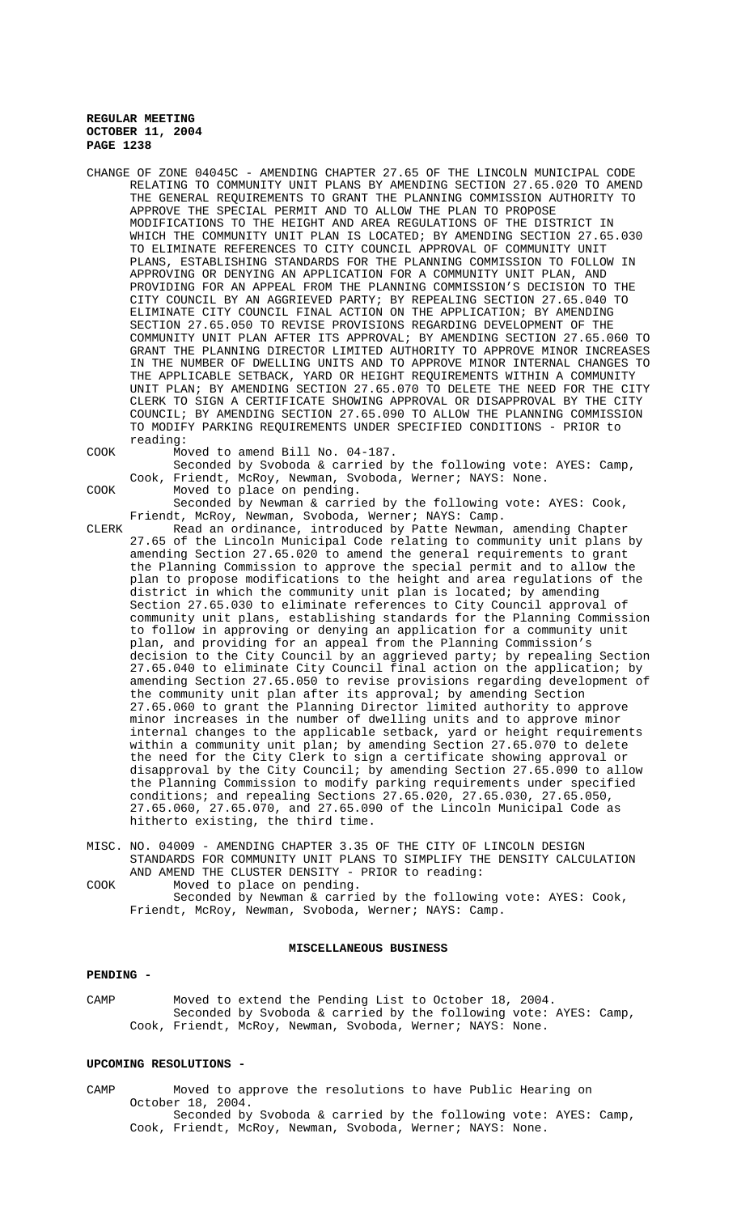CHANGE OF ZONE 04045C - AMENDING CHAPTER 27.65 OF THE LINCOLN MUNICIPAL CODE RELATING TO COMMUNITY UNIT PLANS BY AMENDING SECTION 27.65.020 TO AMEND THE GENERAL REQUIREMENTS TO GRANT THE PLANNING COMMISSION AUTHORITY TO APPROVE THE SPECIAL PERMIT AND TO ALLOW THE PLAN TO PROPOSE MODIFICATIONS TO THE HEIGHT AND AREA REGULATIONS OF THE DISTRICT IN WHICH THE COMMUNITY UNIT PLAN IS LOCATED; BY AMENDING SECTION 27.65.030 TO ELIMINATE REFERENCES TO CITY COUNCIL APPROVAL OF COMMUNITY UNIT PLANS, ESTABLISHING STANDARDS FOR THE PLANNING COMMISSION TO FOLLOW IN APPROVING OR DENYING AN APPLICATION FOR A COMMUNITY UNIT PLAN, AND PROVIDING FOR AN APPEAL FROM THE PLANNING COMMISSION'S DECISION TO THE CITY COUNCIL BY AN AGGRIEVED PARTY; BY REPEALING SECTION 27.65.040 TO ELIMINATE CITY COUNCIL FINAL ACTION ON THE APPLICATION; BY AMENDING SECTION 27.65.050 TO REVISE PROVISIONS REGARDING DEVELOPMENT OF THE COMMUNITY UNIT PLAN AFTER ITS APPROVAL; BY AMENDING SECTION 27.65.060 TO GRANT THE PLANNING DIRECTOR LIMITED AUTHORITY TO APPROVE MINOR INCREASES IN THE NUMBER OF DWELLING UNITS AND TO APPROVE MINOR INTERNAL CHANGES TO THE APPLICABLE SETBACK, YARD OR HEIGHT REQUIREMENTS WITHIN A COMMUNITY UNIT PLAN; BY AMENDING SECTION 27.65.070 TO DELETE THE NEED FOR THE CITY CLERK TO SIGN A CERTIFICATE SHOWING APPROVAL OR DISAPPROVAL BY THE CITY COUNCIL; BY AMENDING SECTION 27.65.090 TO ALLOW THE PLANNING COMMISSION TO MODIFY PARKING REQUIREMENTS UNDER SPECIFIED CONDITIONS - PRIOR to reading:

COOK Moved to amend Bill No. 04-187.
Seconded by Svoboda & carried by the following vote: AYES: Camp, Cook, Friendt, McRoy, Newman, Svoboda, Werner; NAYS: None.

COOK Moved to place on pending.
Seconded by Newman & carried by the following vote: AYES: Cook, Friendt, McRoy, Newman, Svoboda, Werner; NAYS: Camp.

CLERK Read an ordinance, introduced by Patte Newman, amending Chapter 27.65 of the Lincoln Municipal Code relating to community unit plans by amending Section 27.65.020 to amend the general requirements to grant the Planning Commission to approve the special permit and to allow the plan to propose modifications to the height and area regulations of the district in which the community unit plan is located; by amending Section 27.65.030 to eliminate references to City Council approval of community unit plans, establishing standards for the Planning Commission to follow in approving or denying an application for a community unit plan, and providing for an appeal from the Planning Commission's decision to the City Council by an aggrieved party; by repealing Section 27.65.040 to eliminate City Council final action on the application; by amending Section 27.65.050 to revise provisions regarding development of the community unit plan after its approval; by amending Section 27.65.060 to grant the Planning Director limited authority to approve minor increases in the number of dwelling units and to approve minor internal changes to the applicable setback, yard or height requirements within a community unit plan; by amending Section 27.65.070 to delete the need for the City Clerk to sign a certificate showing approval or disapproval by the City Council; by amending Section 27.65.090 to allow the Planning Commission to modify parking requirements under specified conditions; and repealing Sections 27.65.020, 27.65.030, 27.65.050, 27.65.060, 27.65.070, and 27.65.090 of the Lincoln Municipal Code as hitherto existing, the third time.

MISC. NO. 04009 - AMENDING CHAPTER 3.35 OF THE CITY OF LINCOLN DESIGN STANDARDS FOR COMMUNITY UNIT PLANS TO SIMPLIFY THE DENSITY CALCULATION AND AMEND THE CLUSTER DENSITY - PRIOR to reading:

COOK Moved to place on pending.
Seconded by Newman & carried by the following vote: AYES: Cook, Friendt, McRoy, Newman, Svoboda, Werner; NAYS: Camp.

## MISCELLANEOUS BUSINESS

### PENDING -

CAMP Moved to extend the Pending List to October 18, 2004.
Seconded by Svoboda & carried by the following vote: AYES: Camp, Cook, Friendt, McRoy, Newman, Svoboda, Werner; NAYS: None.

### UPCOMING RESOLUTIONS -

CAMP Moved to approve the resolutions to have Public Hearing on October 18, 2004.
Seconded by Svoboda & carried by the following vote: AYES: Camp, Cook, Friendt, McRoy, Newman, Svoboda, Werner; NAYS: None.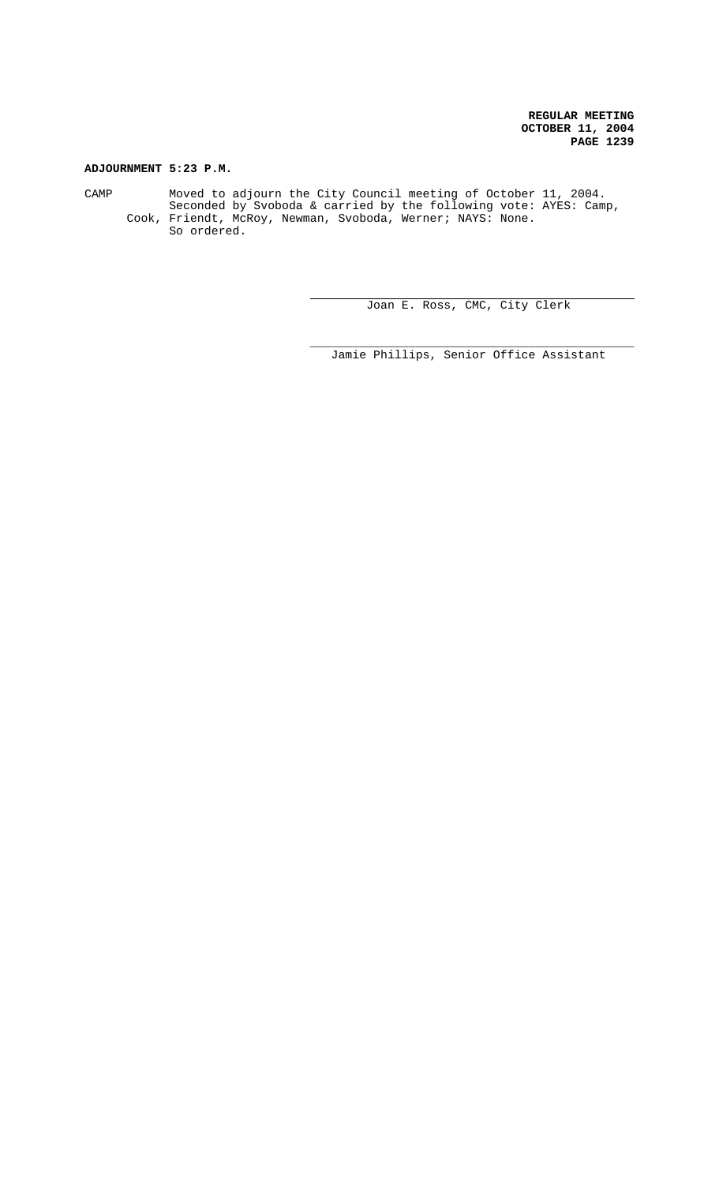**ADJOURNMENT 5:23 P.M.**

CAMP Moved to adjourn the City Council meeting of October 11, 2004. Seconded by Svoboda & carried by the following vote: AYES: Camp, Cook, Friendt, McRoy, Newman, Svoboda, Werner; NAYS: None. So ordered.

\_\_\_\_\_\_\_\_\_\_\_\_\_\_\_\_\_\_\_\_\_\_\_\_\_\_\_\_\_\_\_\_\_\_\_\_\_\_\_\_\_\_\_\_

Joan E. Ross, CMC, City Clerk

\_\_\_\_\_\_\_\_\_\_\_\_\_\_\_\_\_\_\_\_\_\_\_\_\_\_\_\_\_\_\_\_\_\_\_\_\_\_\_\_\_\_\_\_

Jamie Phillips, Senior Office Assistant